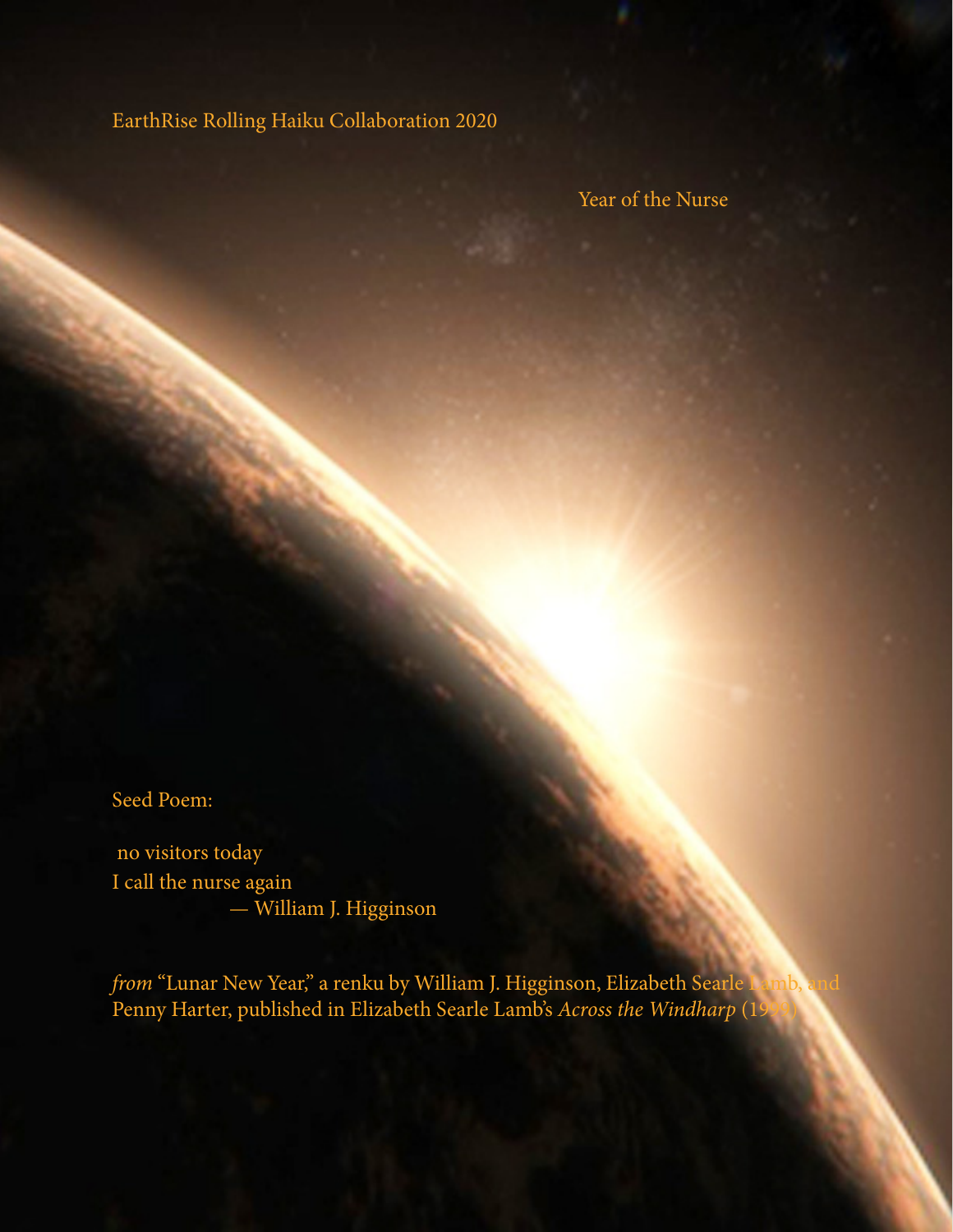# EarthRise Rolling Haiku Collaboration 2020

## Year of the Nurse

Seed Poem:

no visitors today
I call the nurse again
— William J. Higginson

*from* "Lunar New Year," a renku by William J. Higginson, Elizabeth Searle Lamb, and Penny Harter, published in Elizabeth Searle Lamb's *Across the Windharp* (1999)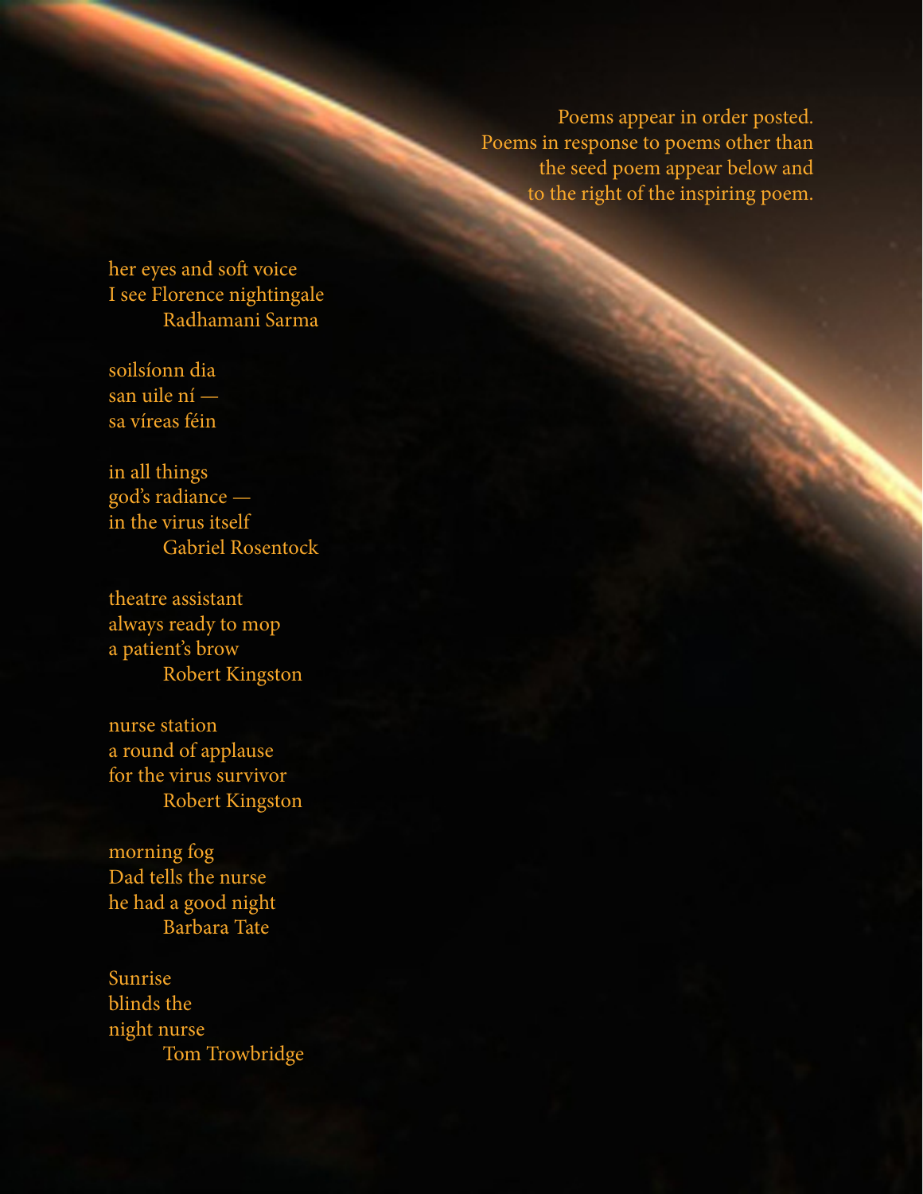Poems appear in order posted.
Poems in response to poems other than
the seed poem appear below and
to the right of the inspiring poem.

her eyes and soft voice
I see Florence nightingale
Radhamani Sarma

soilsíonn dia
san uile ní —
sa víreas féin

in all things
god's radiance —
in the virus itself
Gabriel Rosentock

theatre assistant
always ready to mop
a patient's brow
Robert Kingston

nurse station
a round of applause
for the virus survivor
Robert Kingston

morning fog
Dad tells the nurse
he had a good night
Barbara Tate

Sunrise
blinds the
night nurse
Tom Trowbridge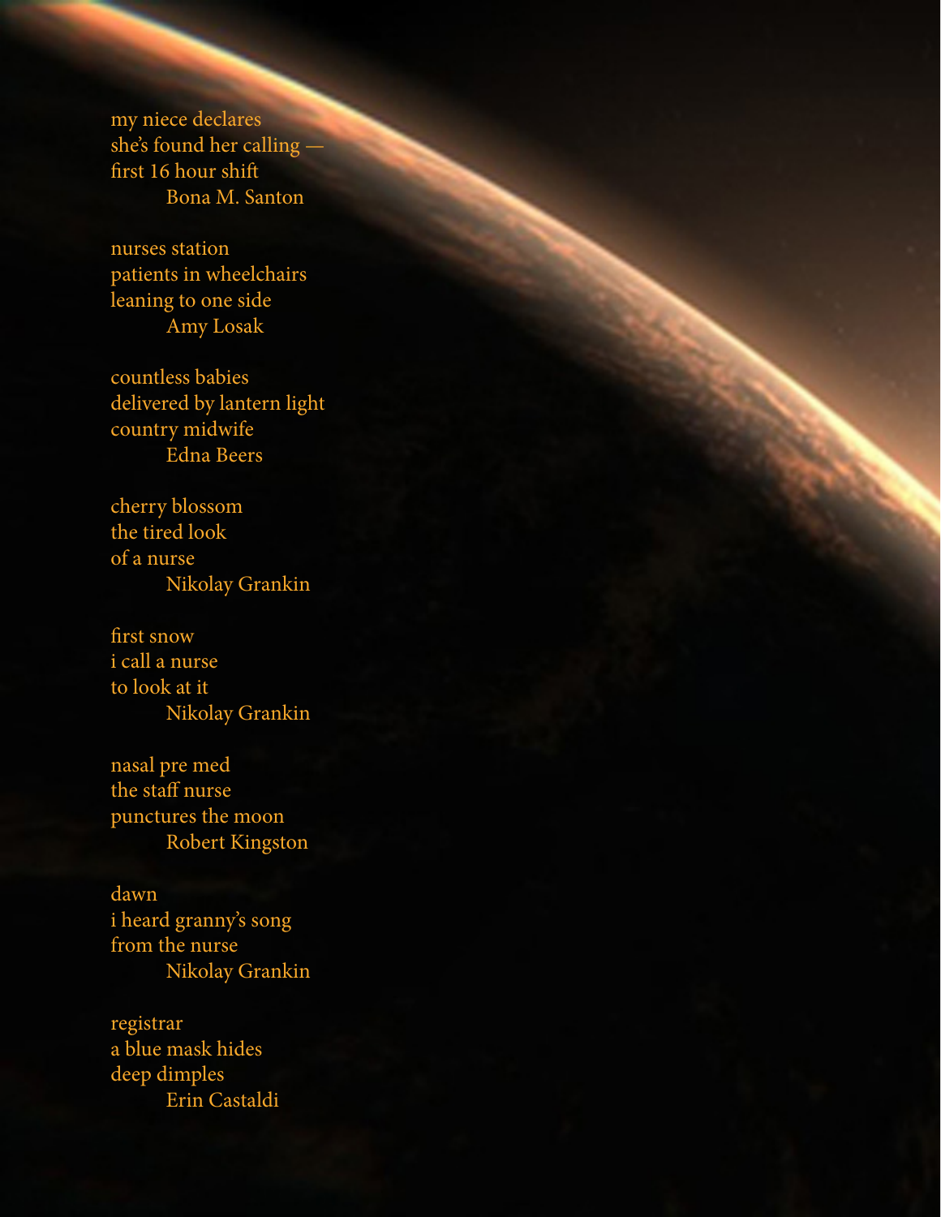my niece declares  
she's found her calling —  
first 16 hour shift  
    Bona M. Santon

nurses station  
patients in wheelchairs  
leaning to one side  
    Amy Losak

countless babies  
delivered by lantern light  
country midwife  
    Edna Beers

cherry blossom  
the tired look  
of a nurse  
    Nikolay Grankin

first snow  
i call a nurse  
to look at it  
    Nikolay Grankin

nasal pre med  
the staff nurse  
punctures the moon  
    Robert Kingston

dawn  
i heard granny's song  
from the nurse  
    Nikolay Grankin

registrar  
a blue mask hides  
deep dimples  
    Erin Castaldi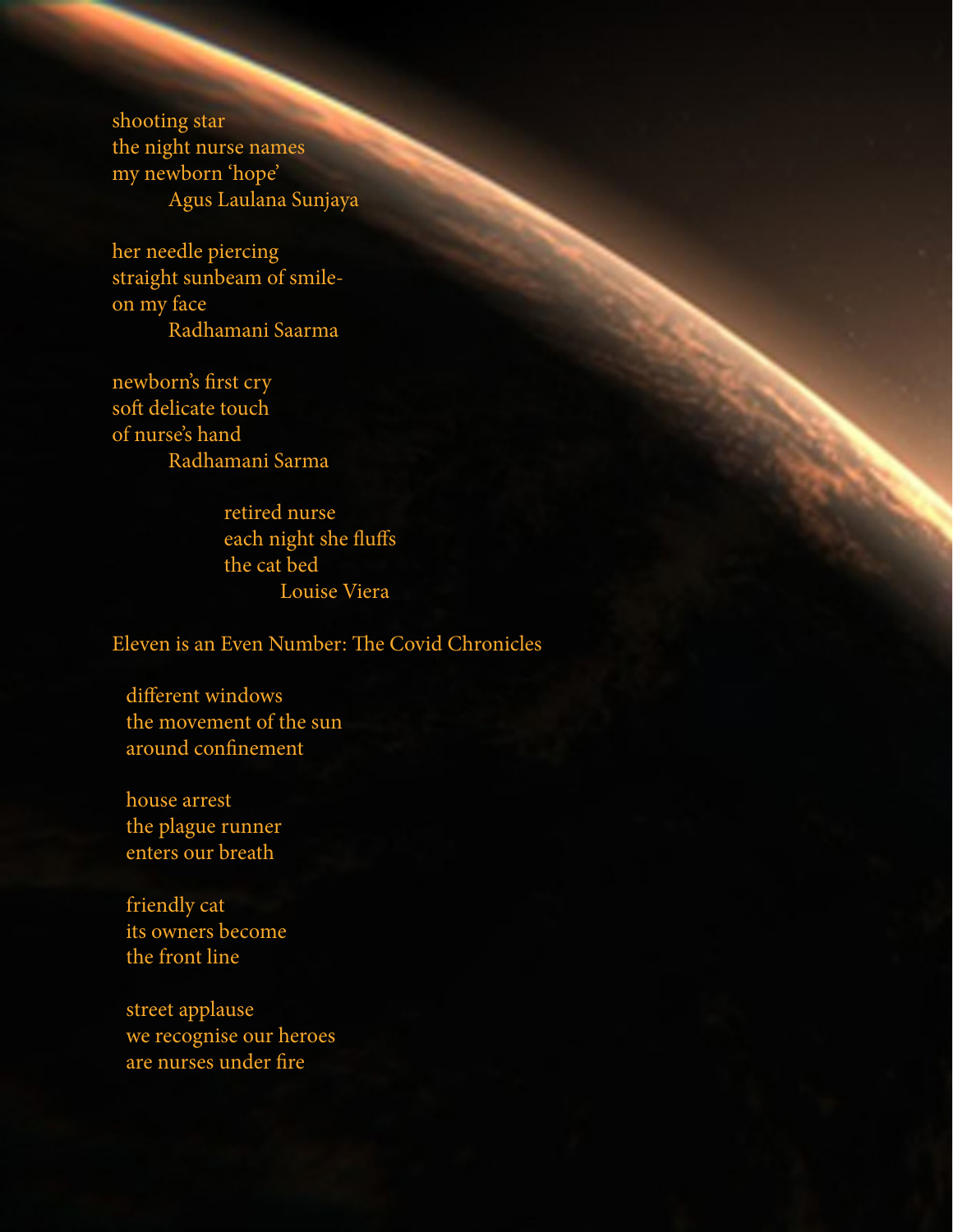shooting star
the night nurse names
my newborn 'hope'
Agus Laulana Sunjaya

her needle piercing
straight sunbeam of smile-
on my face
Radhamani Saarma

newborn's first cry
soft delicate touch
of nurse's hand
Radhamani Sarma

retired nurse
each night she fluffs
the cat bed
Louise Viera

Eleven is an Even Number: The Covid Chronicles

different windows
the movement of the sun
around confinement

house arrest
the plague runner
enters our breath

friendly cat
its owners become
the front line

street applause
we recognise our heroes
are nurses under fire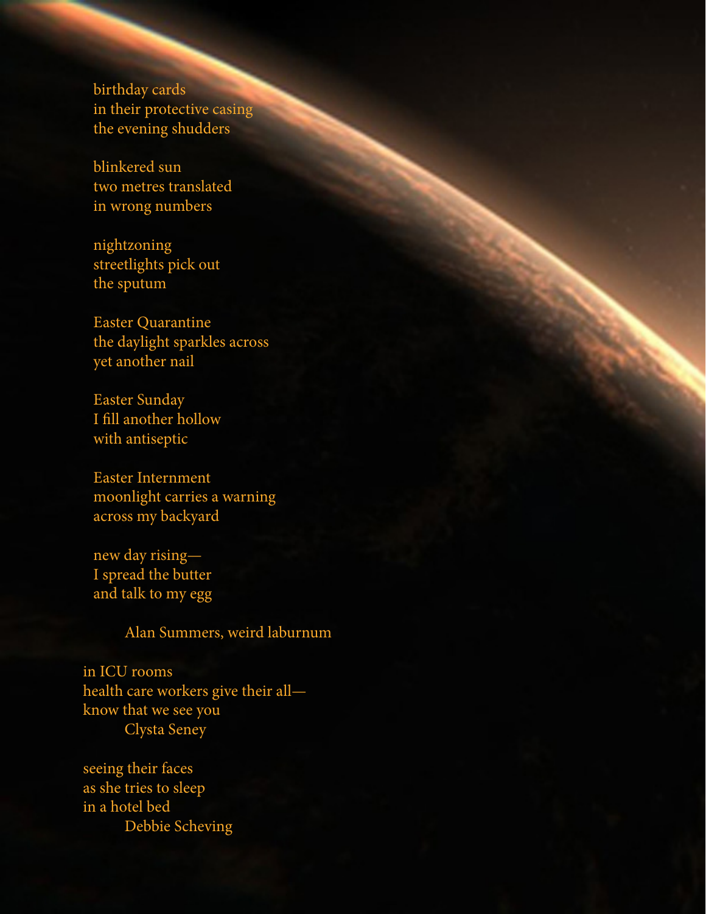birthday cards  
in their protective casing  
the evening shudders

blinkered sun  
two metres translated  
in wrong numbers

nightzoning  
streetlights pick out  
the sputum

Easter Quarantine  
the daylight sparkles across  
yet another nail

Easter Sunday  
I fill another hollow  
with antiseptic

Easter Internment  
moonlight carries a warning  
across my backyard

new day rising—  
I spread the butter  
and talk to my egg

Alan Summers, weird laburnum

in ICU rooms  
health care workers give their all—  
know that we see you  
Clysta Seney

seeing their faces  
as she tries to sleep  
in a hotel bed  
Debbie Scheving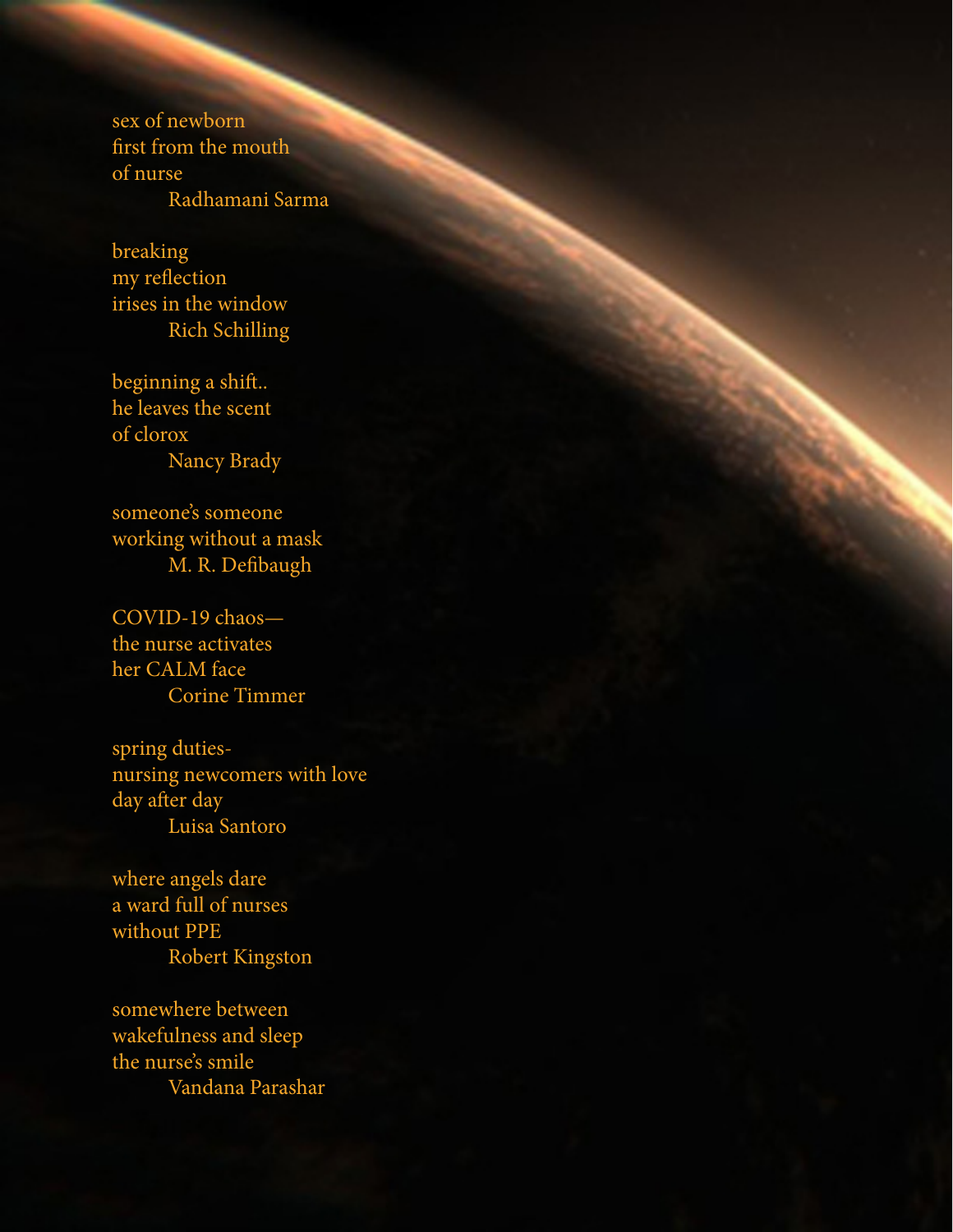sex of newborn  
first from the mouth  
of nurse  
    Radhamani Sarma

breaking  
my reflection  
irises in the window  
    Rich Schilling

beginning a shift..  
he leaves the scent  
of clorox  
    Nancy Brady

someone's someone  
working without a mask  
    M. R. Defibaugh

COVID-19 chaos—  
the nurse activates  
her CALM face  
    Corine Timmer

spring duties-  
nursing newcomers with love  
day after day  
    Luisa Santoro

where angels dare  
a ward full of nurses  
without PPE  
    Robert Kingston

somewhere between  
wakefulness and sleep  
the nurse's smile  
    Vandana Parashar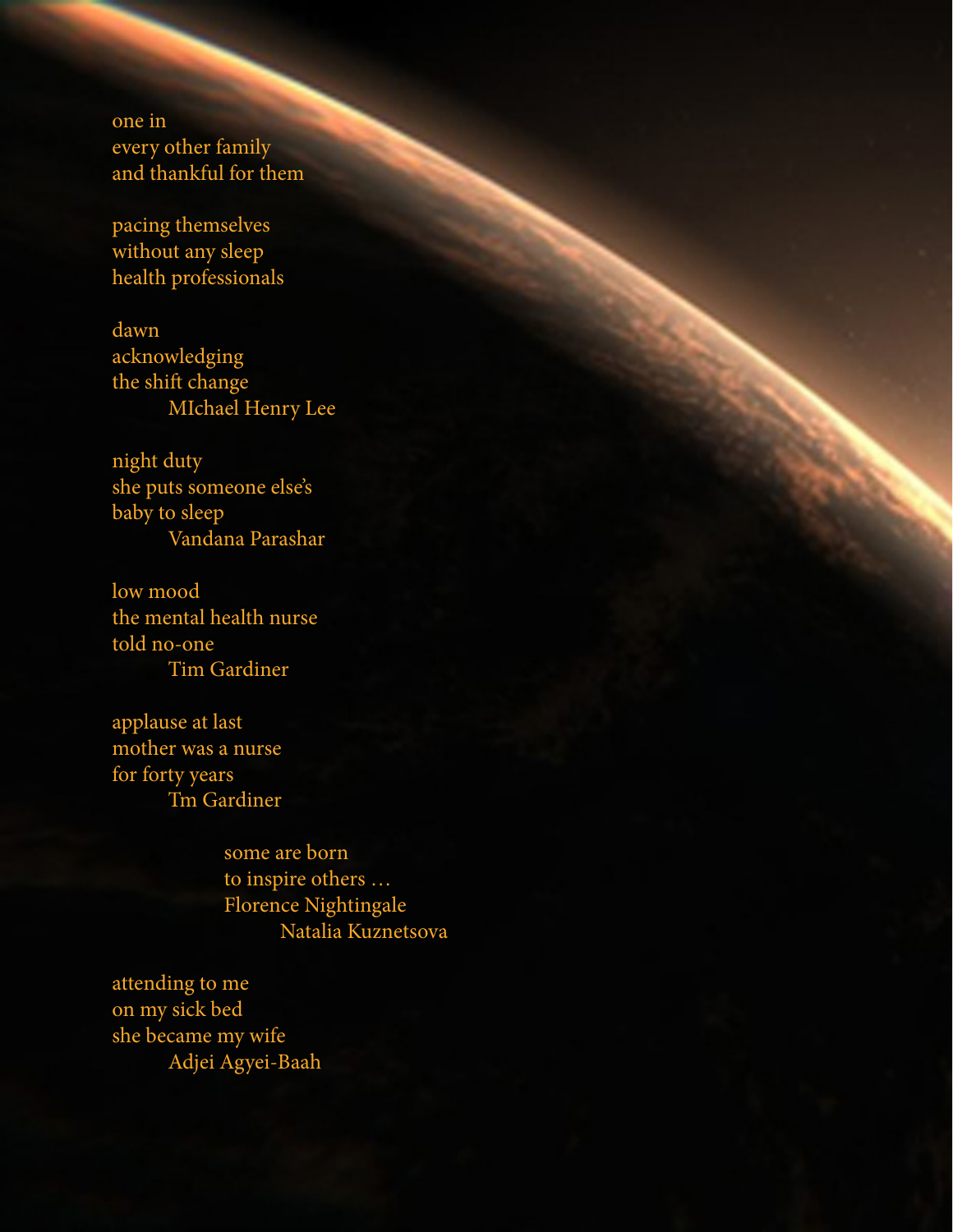one in
every other family
and thankful for them

pacing themselves
without any sleep
health professionals

dawn
acknowledging
the shift change
MIchael Henry Lee

night duty
she puts someone else's
baby to sleep
Vandana Parashar

low mood
the mental health nurse
told no-one
Tim Gardiner

applause at last
mother was a nurse
for forty years
Tm Gardiner

some are born
to inspire others …
Florence Nightingale
Natalia Kuznetsova

attending to me
on my sick bed
she became my wife
Adjei Agyei-Baah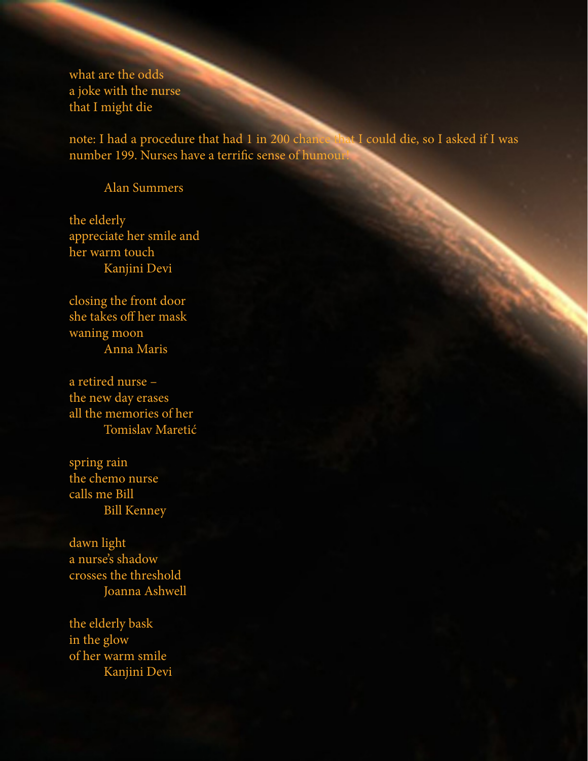what are the odds
a joke with the nurse
that I might die

note: I had a procedure that had 1 in 200 chance that I could die, so I asked if I was number 199. Nurses have a terrific sense of humour!

Alan Summers

the elderly
appreciate her smile and
her warm touch

Kanjini Devi

closing the front door
she takes off her mask
waning moon

Anna Maris

a retired nurse –
the new day erases
all the memories of her

Tomislav Maretić

spring rain
the chemo nurse
calls me Bill

Bill Kenney

dawn light
a nurse's shadow
crosses the threshold

Joanna Ashwell

the elderly bask
in the glow
of her warm smile

Kanjini Devi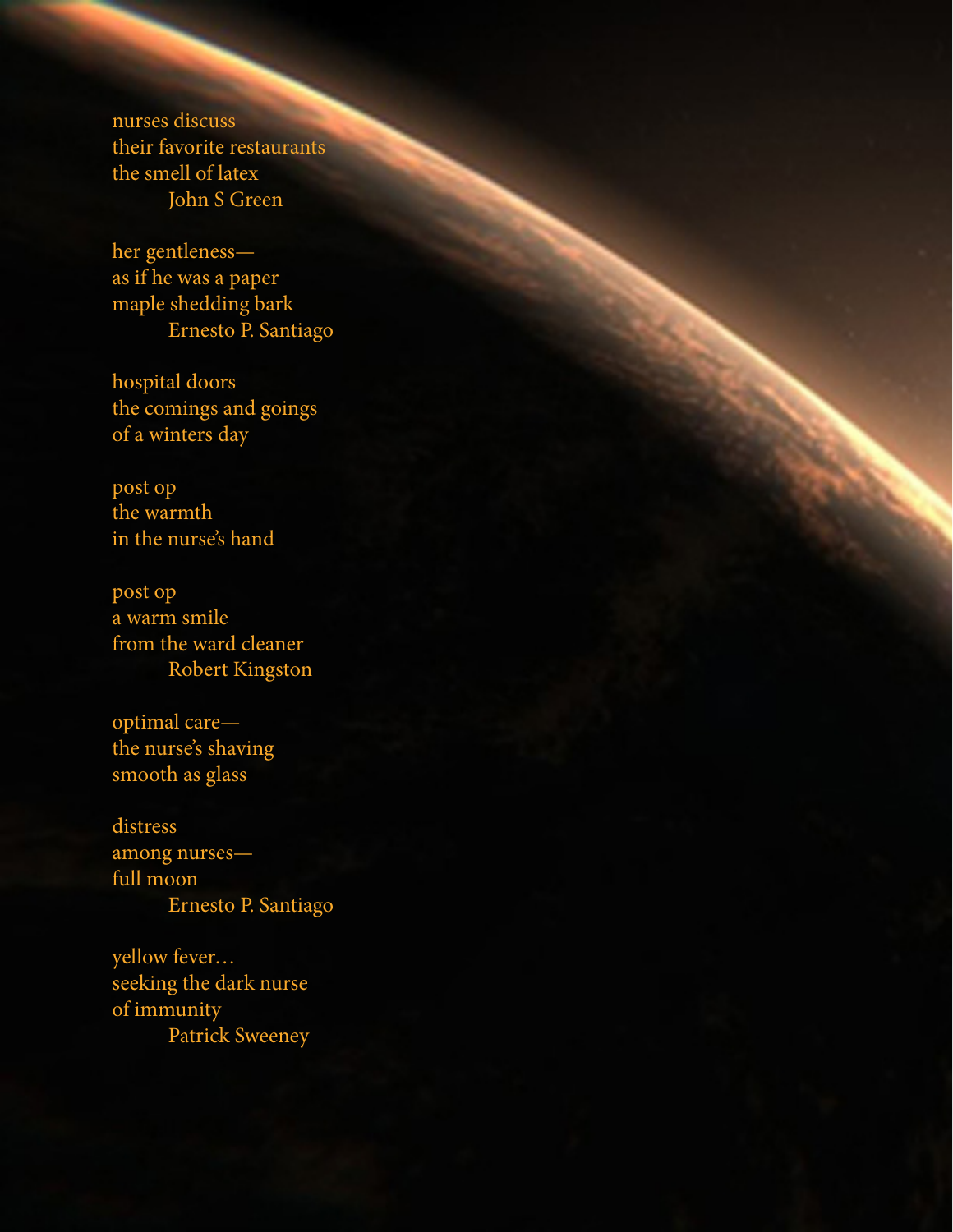nurses discuss  
their favorite restaurants  
the smell of latex  
&nbsp;&nbsp;&nbsp;&nbsp;&nbsp;&nbsp;&nbsp;&nbsp;John S Green

her gentleness—  
as if he was a paper  
maple shedding bark  
&nbsp;&nbsp;&nbsp;&nbsp;&nbsp;&nbsp;&nbsp;&nbsp;Ernesto P. Santiago

hospital doors  
the comings and goings  
of a winters day

post op  
the warmth  
in the nurse's hand

post op  
a warm smile  
from the ward cleaner  
&nbsp;&nbsp;&nbsp;&nbsp;&nbsp;&nbsp;&nbsp;&nbsp;Robert Kingston

optimal care—  
the nurse's shaving  
smooth as glass

distress  
among nurses—  
full moon  
&nbsp;&nbsp;&nbsp;&nbsp;&nbsp;&nbsp;&nbsp;&nbsp;Ernesto P. Santiago

yellow fever…  
seeking the dark nurse  
of immunity  
&nbsp;&nbsp;&nbsp;&nbsp;&nbsp;&nbsp;&nbsp;&nbsp;Patrick Sweeney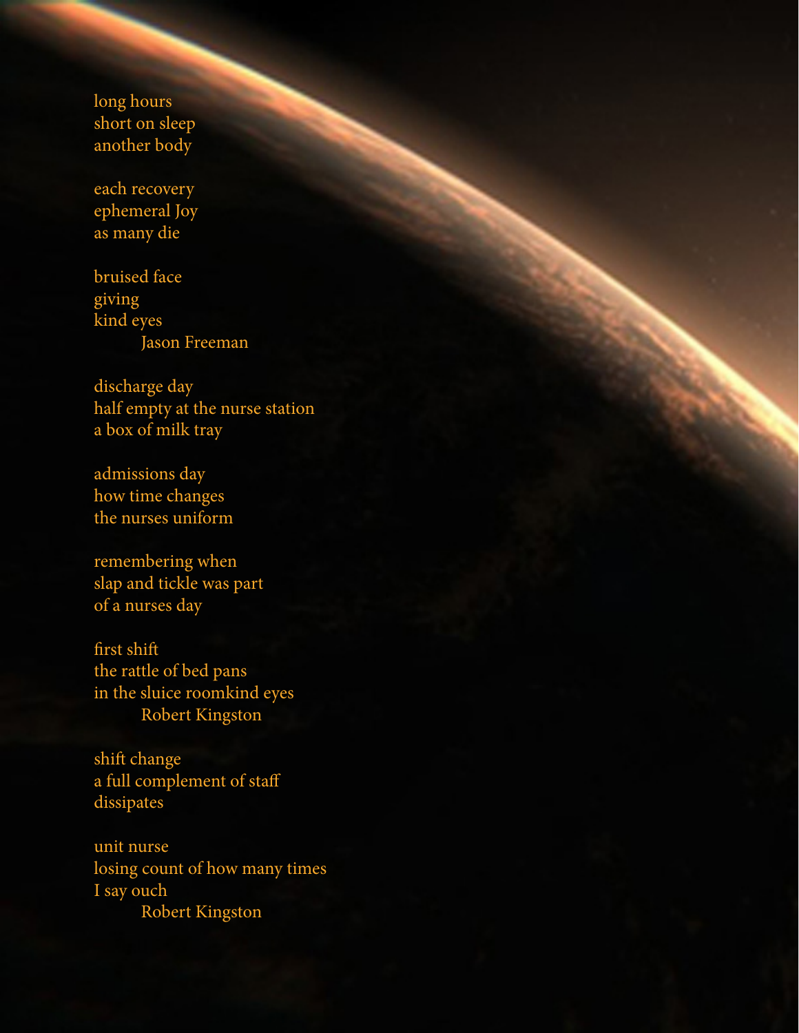long hours
short on sleep
another body

each recovery
ephemeral Joy
as many die

bruised face
giving
kind eyes

Jason Freeman

discharge day
half empty at the nurse station
a box of milk tray

admissions day
how time changes
the nurses uniform

remembering when
slap and tickle was part
of a nurses day

first shift
the rattle of bed pans
in the sluice roomkind eyes

Robert Kingston

shift change
a full complement of staff
dissipates

unit nurse
losing count of how many times
I say ouch

Robert Kingston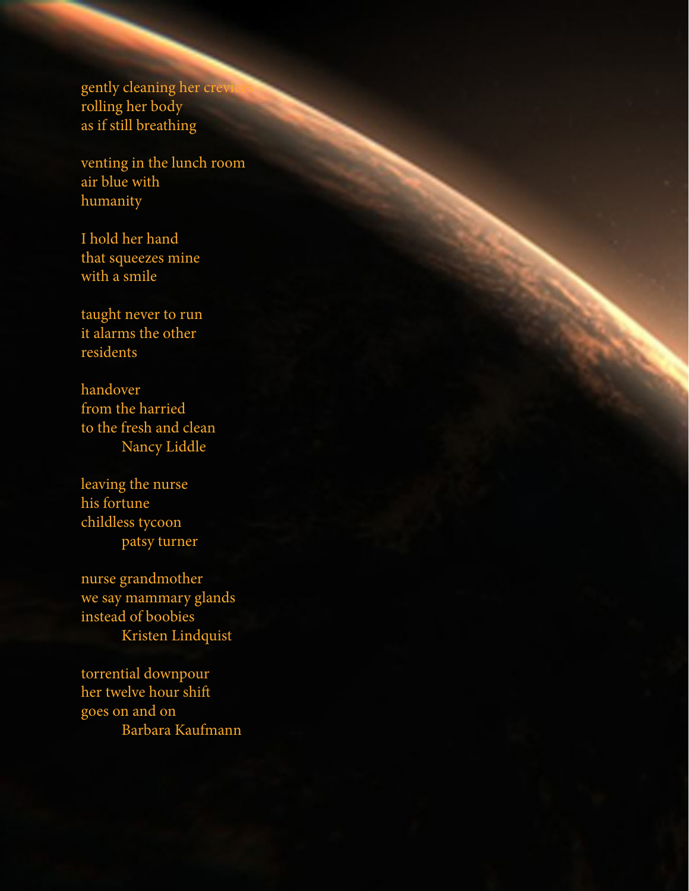gently cleaning her crevices
rolling her body
as if still breathing

venting in the lunch room
air blue with
humanity

I hold her hand
that squeezes mine
with a smile

taught never to run
it alarms the other
residents

handover
from the harried
to the fresh and clean

    Nancy Liddle

leaving the nurse
his fortune
childless tycoon

    patsy turner

nurse grandmother
we say mammary glands
instead of boobies

    Kristen Lindquist

torrential downpour
her twelve hour shift
goes on and on

    Barbara Kaufmann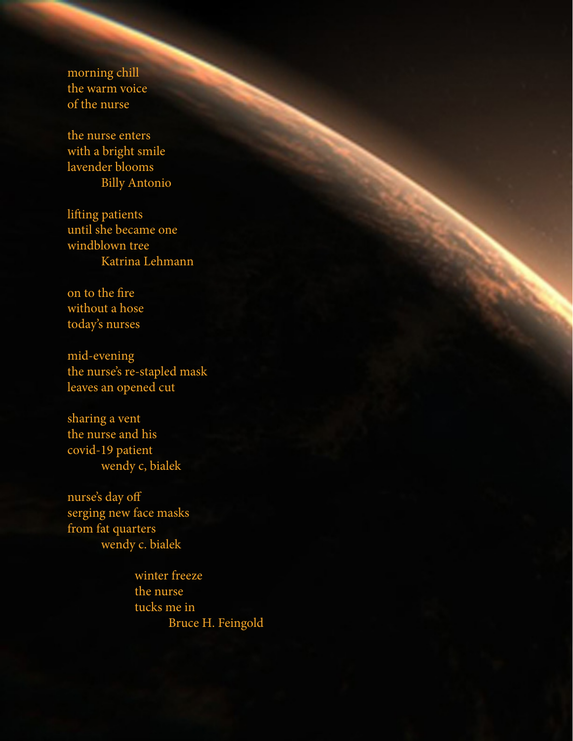morning chill
the warm voice
of the nurse

the nurse enters
with a bright smile
lavender blooms
Billy Antonio

lifting patients
until she became one
windblown tree
Katrina Lehmann

on to the fire
without a hose
today's nurses

mid-evening
the nurse's re-stapled mask
leaves an opened cut

sharing a vent
the nurse and his
covid-19 patient
wendy c, bialek

nurse's day off
serging new face masks
from fat quarters
wendy c. bialek

winter freeze
the nurse
tucks me in
Bruce H. Feingold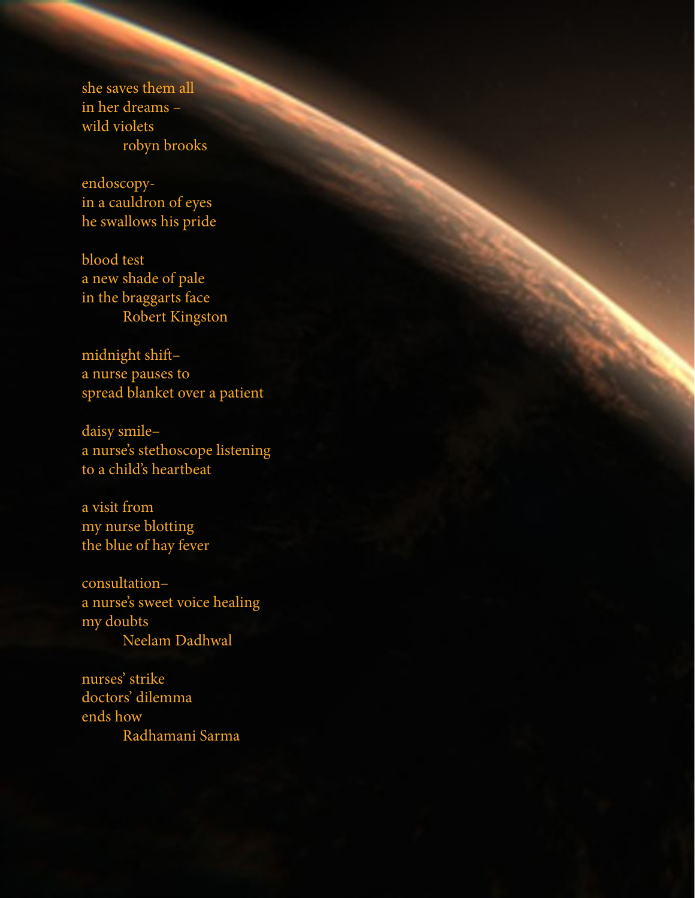she saves them all
in her dreams –
wild violets

robyn brooks

endoscopy-
in a cauldron of eyes
he swallows his pride

blood test
a new shade of pale
in the braggarts face

Robert Kingston

midnight shift–
a nurse pauses to
spread blanket over a patient

daisy smile–
a nurse's stethoscope listening
to a child's heartbeat

a visit from
my nurse blotting
the blue of hay fever

consultation–
a nurse's sweet voice healing
my doubts

Neelam Dadhwal

nurses' strike
doctors' dilemma
ends how

Radhamani Sarma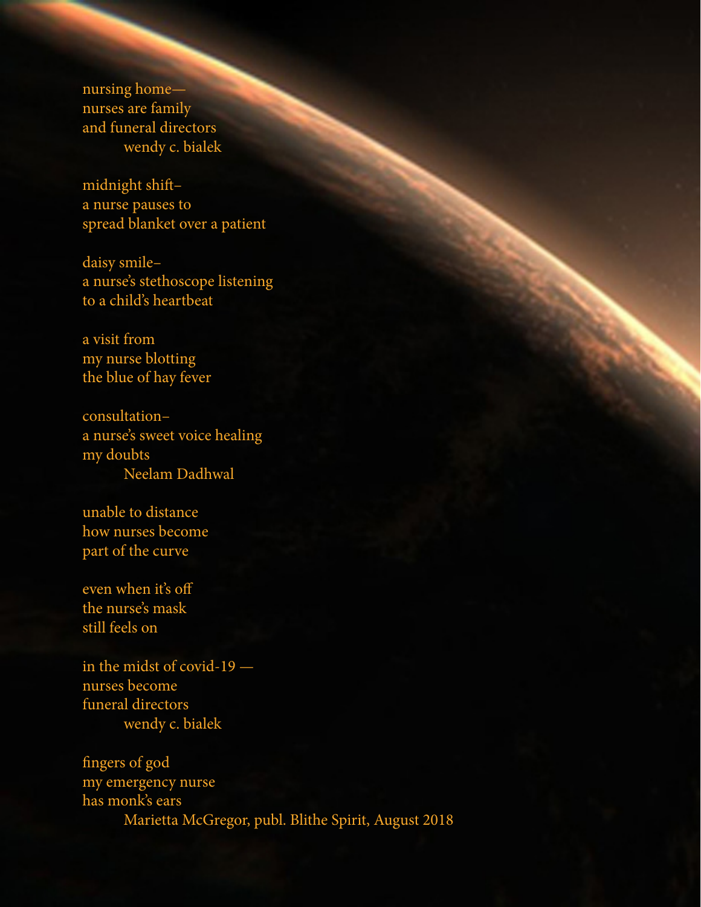nursing home—  
nurses are family  
and funeral directors  
        wendy c. bialek

midnight shift–  
a nurse pauses to  
spread blanket over a patient

daisy smile–  
a nurse's stethoscope listening  
to a child's heartbeat

a visit from  
my nurse blotting  
the blue of hay fever

consultation–  
a nurse's sweet voice healing  
my doubts  
        Neelam Dadhwal

unable to distance  
how nurses become  
part of the curve

even when it's off  
the nurse's mask  
still feels on

in the midst of covid-19 —  
nurses become  
funeral directors  
        wendy c. bialek

fingers of god  
my emergency nurse  
has monk's ears  
        Marietta McGregor, publ. Blithe Spirit, August 2018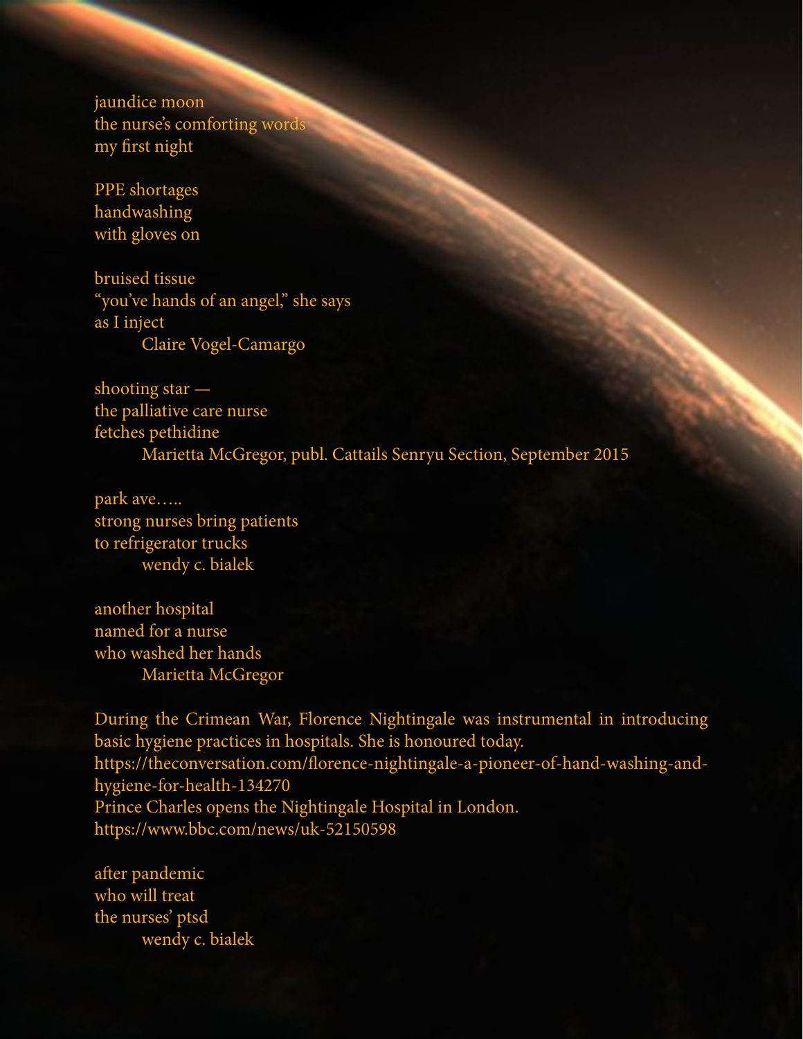jaundice moon  
the nurse's comforting words  
my first night

PPE shortages  
handwashing  
with gloves on

bruised tissue  
"you've hands of an angel," she says  
as I inject  
        Claire Vogel-Camargo

shooting star —  
the palliative care nurse  
fetches pethidine  
        Marietta McGregor, publ. Cattails Senryu Section, September 2015

park ave.....  
strong nurses bring patients  
to refrigerator trucks  
        wendy c. bialek

another hospital  
named for a nurse  
who washed her hands  
        Marietta McGregor

During the Crimean War, Florence Nightingale was instrumental in introducing basic hygiene practices in hospitals. She is honoured today.  
https://theconversation.com/florence-nightingale-a-pioneer-of-hand-washing-and-hygiene-for-health-134270  
Prince Charles opens the Nightingale Hospital in London.  
https://www.bbc.com/news/uk-52150598

after pandemic  
who will treat  
the nurses' ptsd  
        wendy c. bialek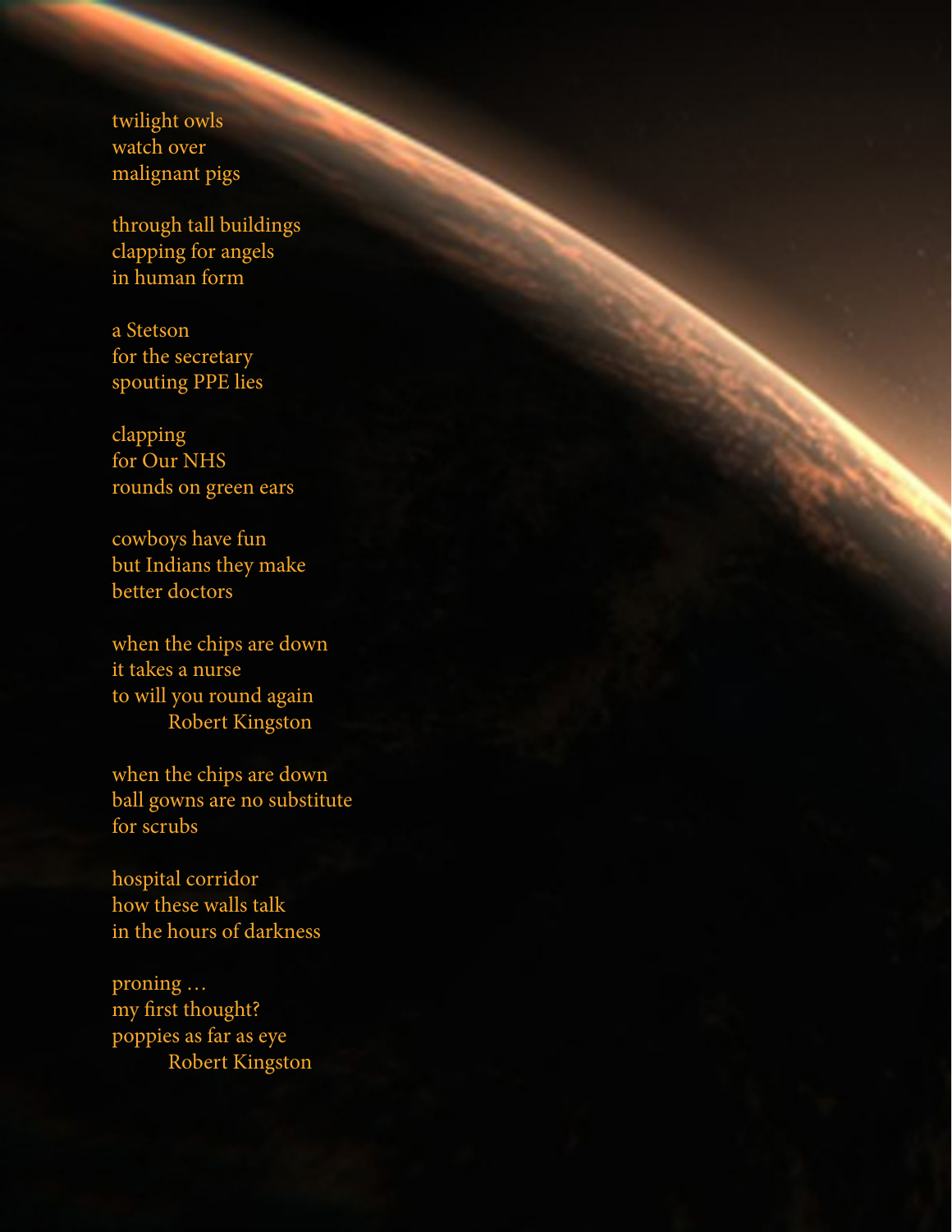twilight owls  
watch over  
malignant pigs

through tall buildings  
clapping for angels  
in human form

a Stetson  
for the secretary  
spouting PPE lies

clapping  
for Our NHS  
rounds on green ears

cowboys have fun  
but Indians they make  
better doctors

when the chips are down  
it takes a nurse  
to will you round again

Robert Kingston

when the chips are down  
ball gowns are no substitute  
for scrubs

hospital corridor  
how these walls talk  
in the hours of darkness

proning …  
my first thought?  
poppies as far as eye

Robert Kingston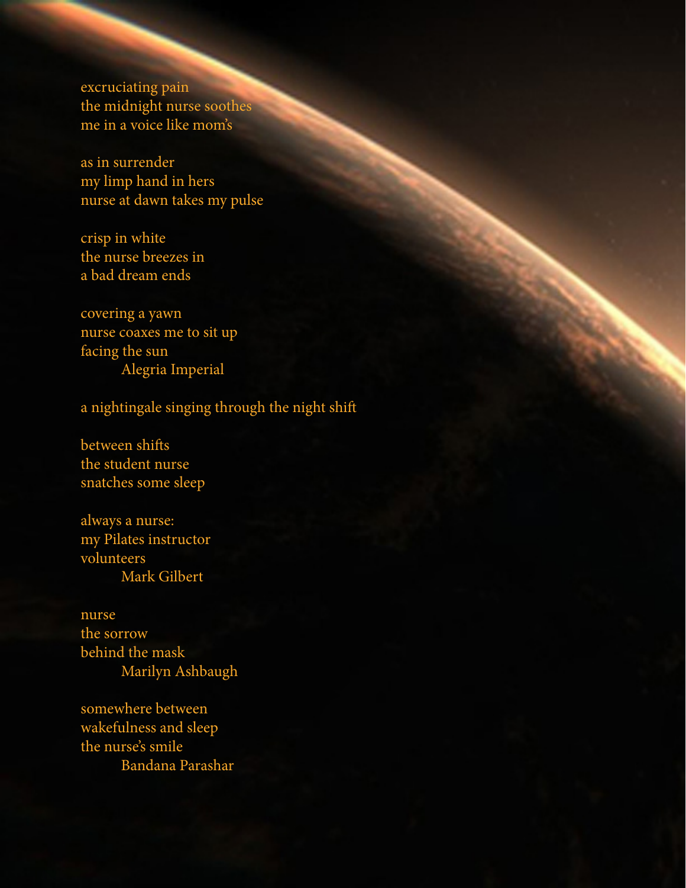excruciating pain  
the midnight nurse soothes  
me in a voice like mom's

as in surrender  
my limp hand in hers  
nurse at dawn takes my pulse

crisp in white  
the nurse breezes in  
a bad dream ends

covering a yawn  
nurse coaxes me to sit up  
facing the sun  
Alegria Imperial

a nightingale singing through the night shift

between shifts  
the student nurse  
snatches some sleep

always a nurse:  
my Pilates instructor  
volunteers  
Mark Gilbert

nurse  
the sorrow  
behind the mask  
Marilyn Ashbaugh

somewhere between  
wakefulness and sleep  
the nurse's smile  
Bandana Parashar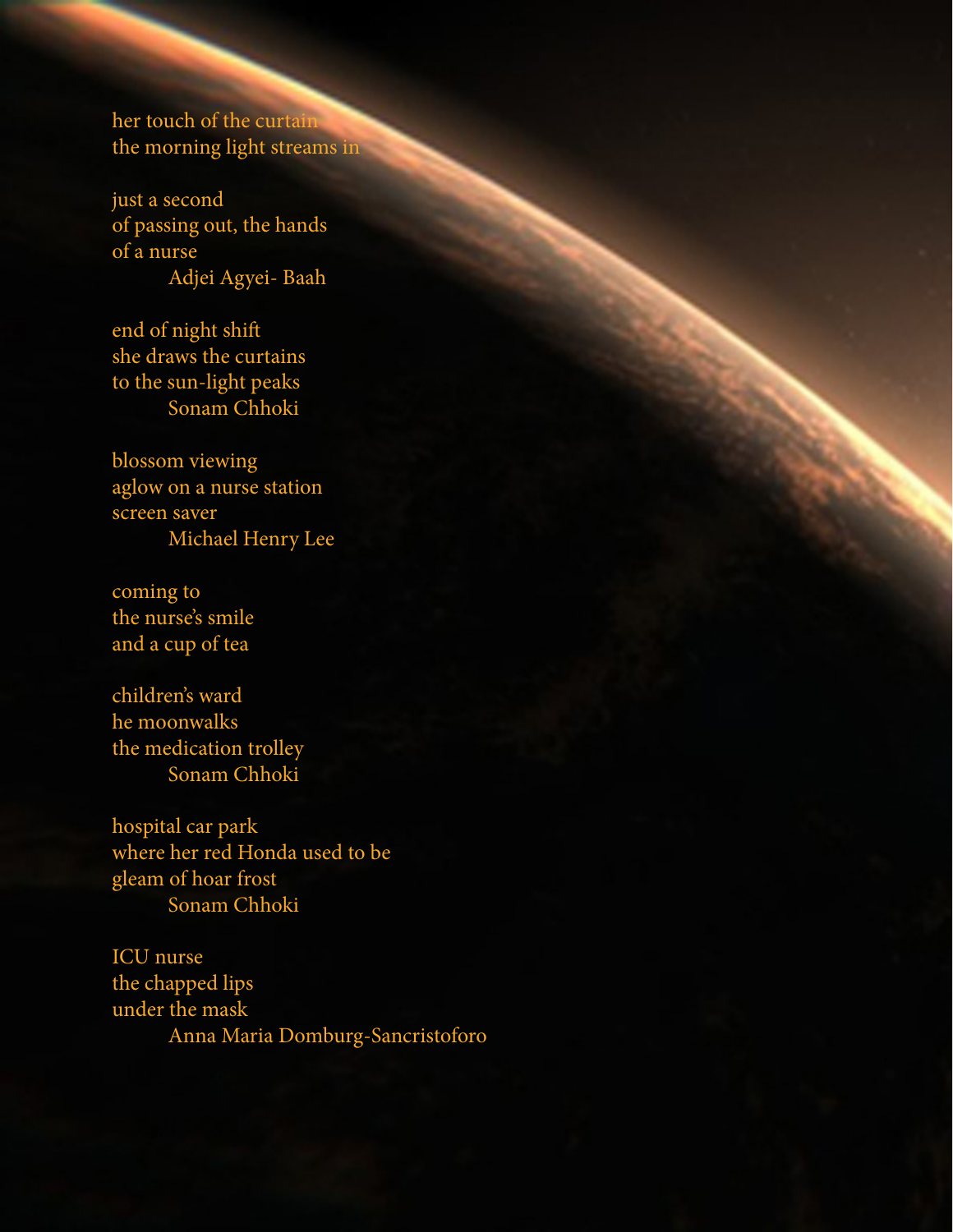her touch of the curtain
the morning light streams in

just a second
of passing out, the hands
of a nurse

Adjei Agyei- Baah

end of night shift
she draws the curtains
to the sun-light peaks

Sonam Chhoki

blossom viewing
aglow on a nurse station
screen saver

Michael Henry Lee

coming to
the nurse's smile
and a cup of tea

children's ward
he moonwalks
the medication trolley

Sonam Chhoki

hospital car park
where her red Honda used to be
gleam of hoar frost

Sonam Chhoki

ICU nurse
the chapped lips
under the mask

Anna Maria Domburg-Sancristoforo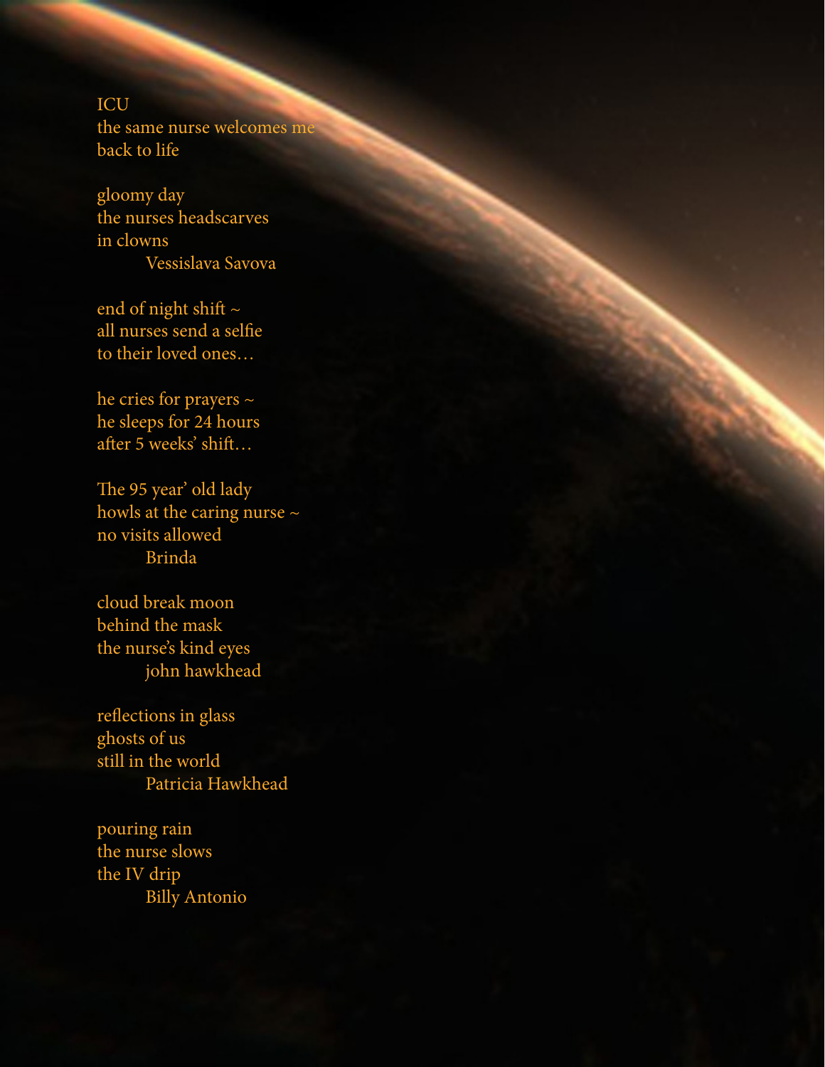ICU  
the same nurse welcomes me  
back to life

gloomy day  
the nurses headscarves  
in clowns  
        Vessislava Savova

end of night shift ~  
all nurses send a selfie  
to their loved ones…

he cries for prayers ~  
he sleeps for 24 hours  
after 5 weeks' shift…

The 95 year' old lady  
howls at the caring nurse ~  
no visits allowed  
        Brinda

cloud break moon  
behind the mask  
the nurse's kind eyes  
        john hawkhead

reflections in glass  
ghosts of us  
still in the world  
        Patricia Hawkhead

pouring rain  
the nurse slows  
the IV drip  
        Billy Antonio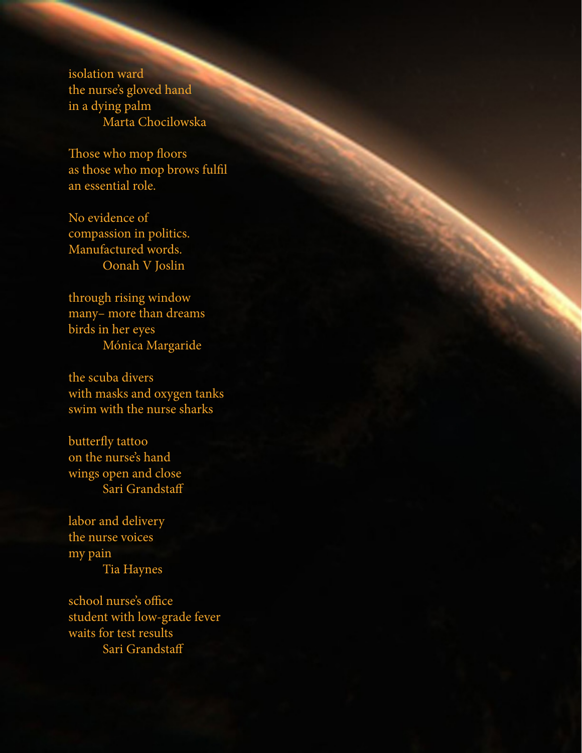isolation ward
the nurse's gloved hand
in a dying palm
Marta Chocilowska

Those who mop floors
as those who mop brows fulfil
an essential role.

No evidence of
compassion in politics.
Manufactured words.
Oonah V Joslin

through rising window
many– more than dreams
birds in her eyes
Mónica Margaride

the scuba divers
with masks and oxygen tanks
swim with the nurse sharks

butterfly tattoo
on the nurse's hand
wings open and close
Sari Grandstaff

labor and delivery
the nurse voices
my pain
Tia Haynes

school nurse's office
student with low-grade fever
waits for test results
Sari Grandstaff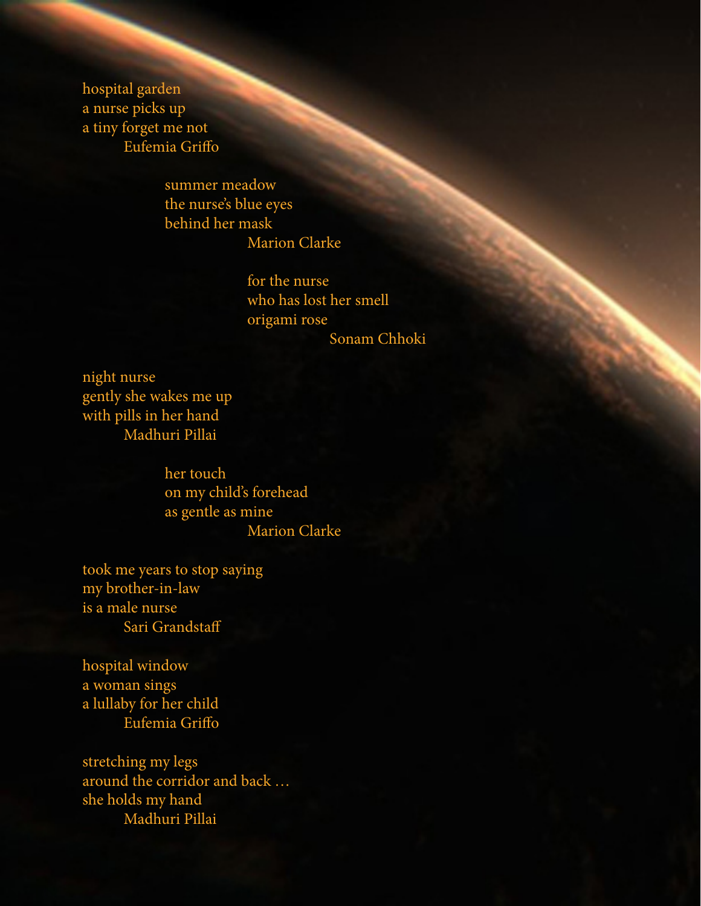hospital garden  
a nurse picks up  
a tiny forget me not  
Eufemia Griffo

summer meadow  
the nurse's blue eyes  
behind her mask  
Marion Clarke

for the nurse  
who has lost her smell  
origami rose  
Sonam Chhoki

night nurse  
gently she wakes me up  
with pills in her hand  
Madhuri Pillai

her touch  
on my child's forehead  
as gentle as mine  
Marion Clarke

took me years to stop saying  
my brother-in-law  
is a male nurse  
Sari Grandstaff

hospital window  
a woman sings  
a lullaby for her child  
Eufemia Griffo

stretching my legs  
around the corridor and back …  
she holds my hand  
Madhuri Pillai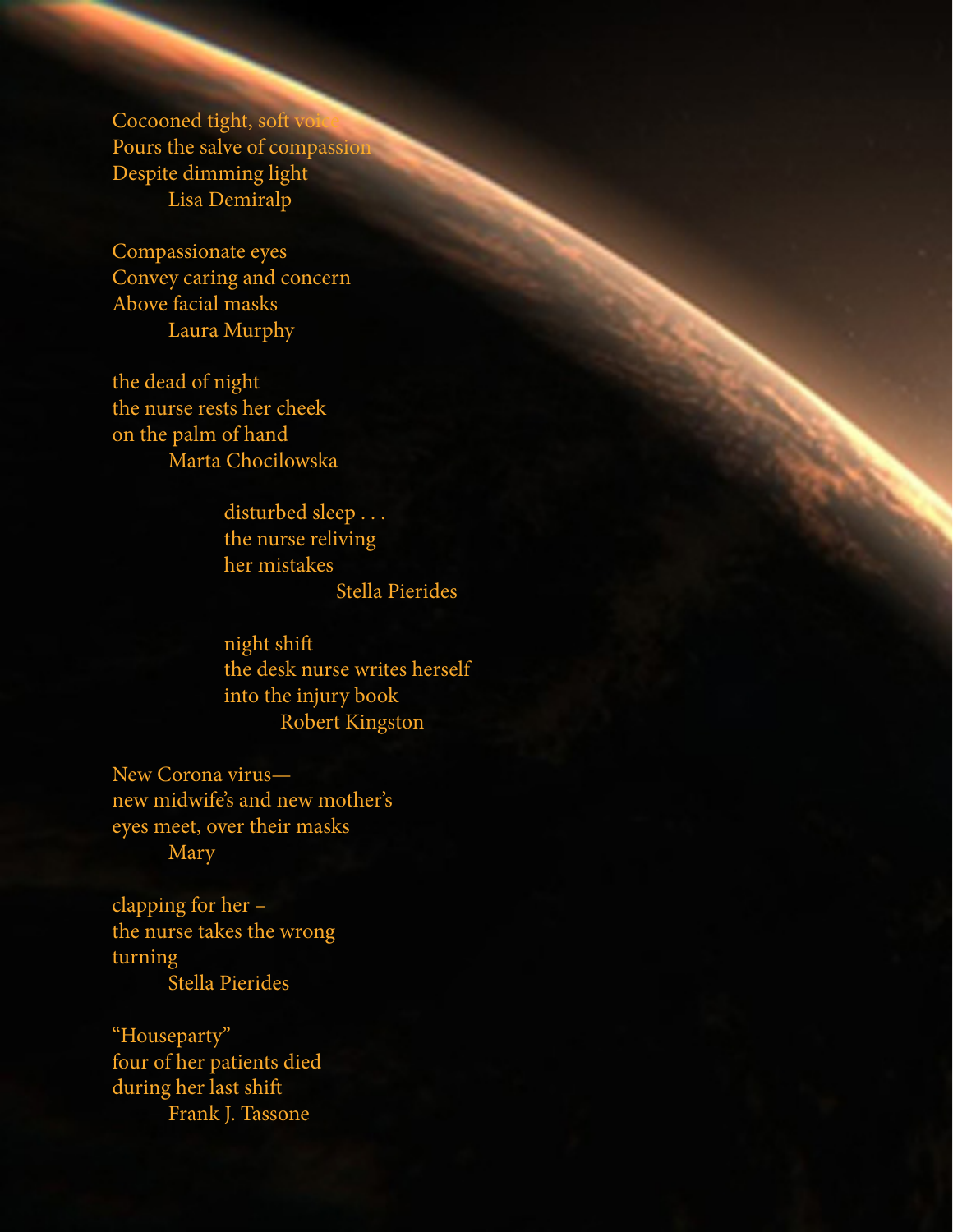Cocooned tight, soft voice
Pours the salve of compassion
Despite dimming light
Lisa Demiralp

Compassionate eyes
Convey caring and concern
Above facial masks
Laura Murphy

the dead of night
the nurse rests her cheek
on the palm of hand
Marta Chocilowska

disturbed sleep . . .
the nurse reliving
her mistakes
Stella Pierides

night shift
the desk nurse writes herself
into the injury book
Robert Kingston

New Corona virus—
new midwife's and new mother's
eyes meet, over their masks
Mary

clapping for her –
the nurse takes the wrong
turning
Stella Pierides

"Houseparty"
four of her patients died
during her last shift
Frank J. Tassone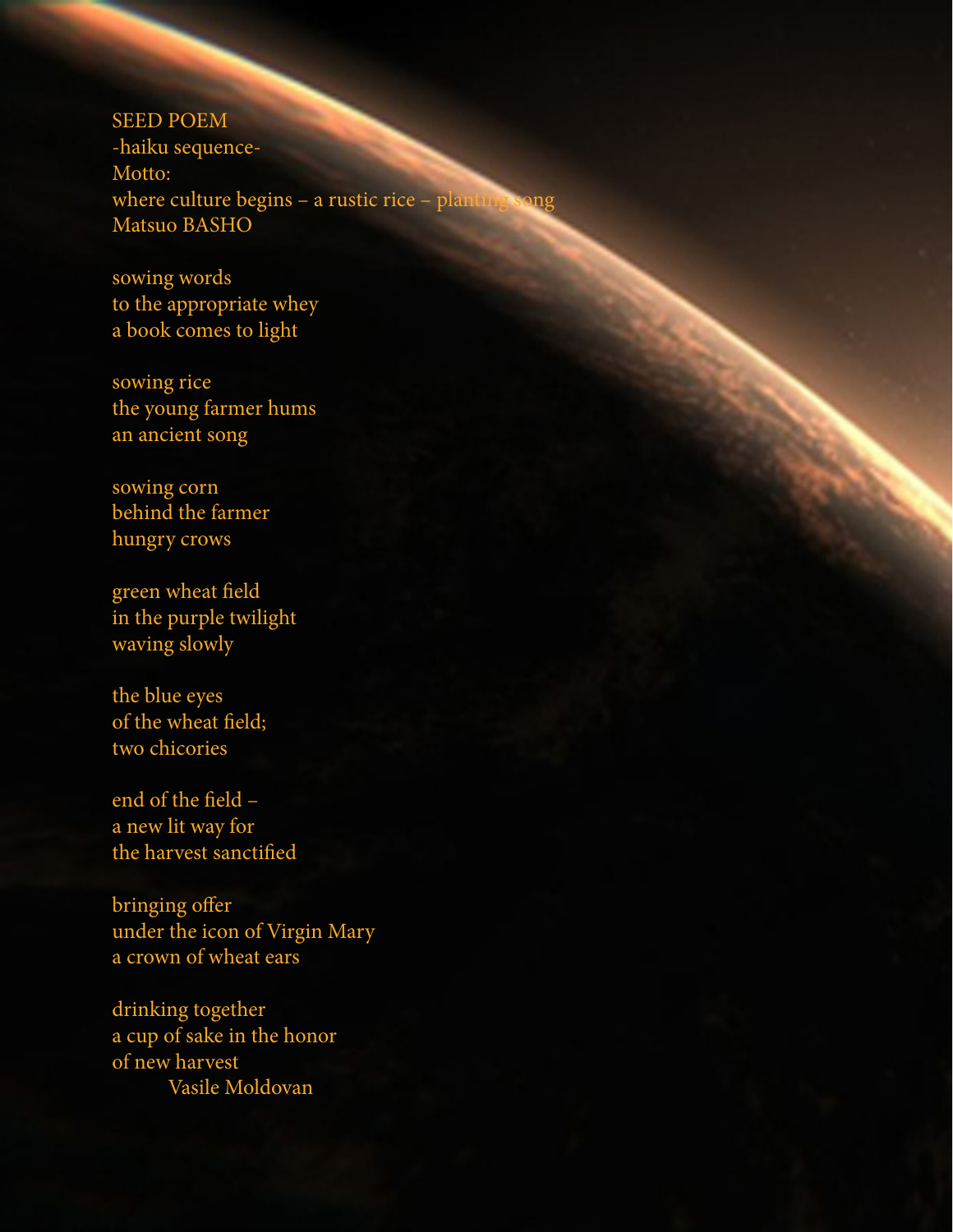# SEED POEM

-haiku sequence-

Motto:
where culture begins – a rustic rice – planting song
Matsuo BASHO

sowing words
to the appropriate whey
a book comes to light

sowing rice
the young farmer hums
an ancient song

sowing corn
behind the farmer
hungry crows

green wheat field
in the purple twilight
waving slowly

the blue eyes
of the wheat field;
two chicories

end of the field –
a new lit way for
the harvest sanctified

bringing offer
under the icon of Virgin Mary
a crown of wheat ears

drinking together
a cup of sake in the honor
of new harvest

Vasile Moldovan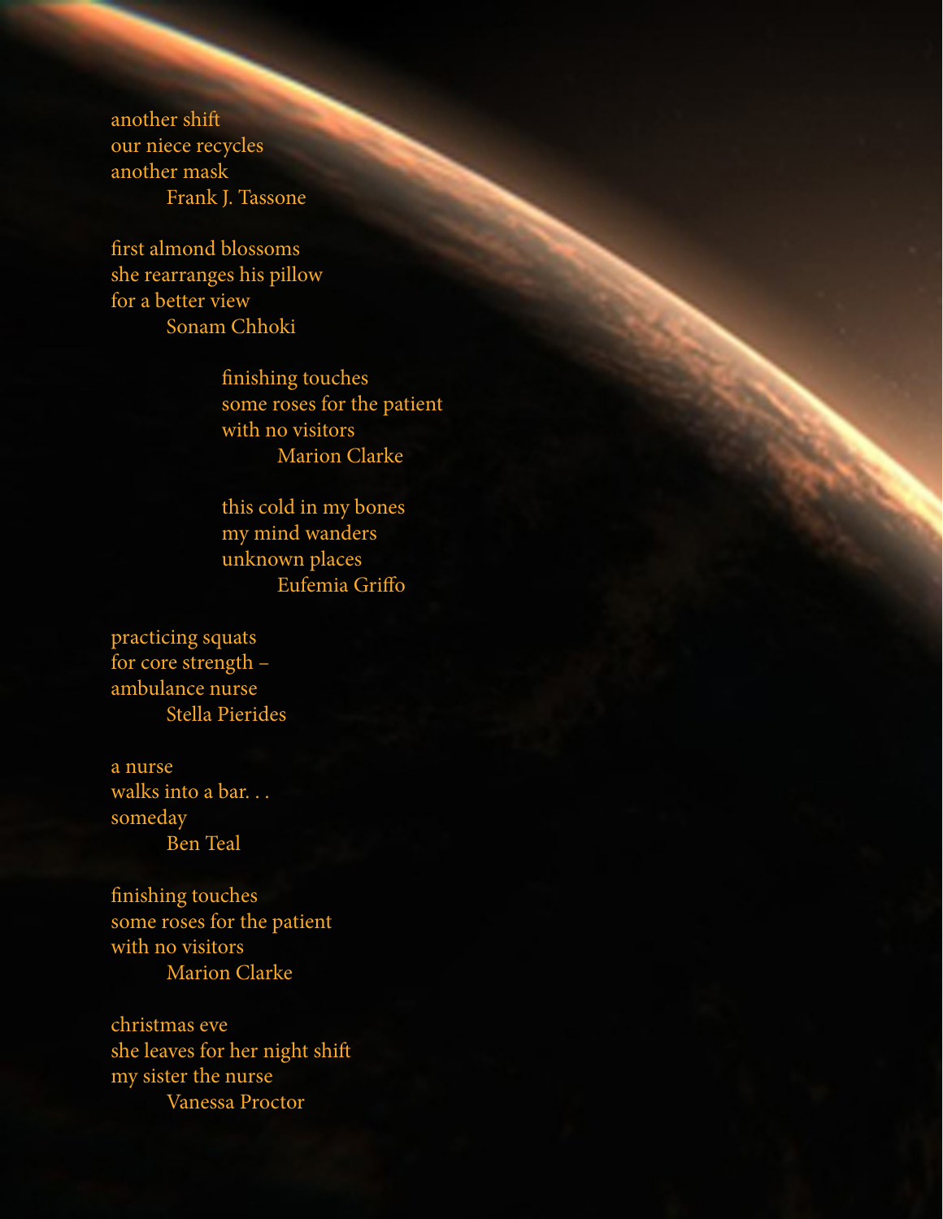another shift
our niece recycles
another mask

Frank J. Tassone

first almond blossoms
she rearranges his pillow
for a better view

Sonam Chhoki

finishing touches
some roses for the patient
with no visitors

Marion Clarke

this cold in my bones
my mind wanders
unknown places

Eufemia Griffo

practicing squats
for core strength –
ambulance nurse

Stella Pierides

a nurse
walks into a bar. . .
someday

Ben Teal

finishing touches
some roses for the patient
with no visitors

Marion Clarke

christmas eve
she leaves for her night shift
my sister the nurse

Vanessa Proctor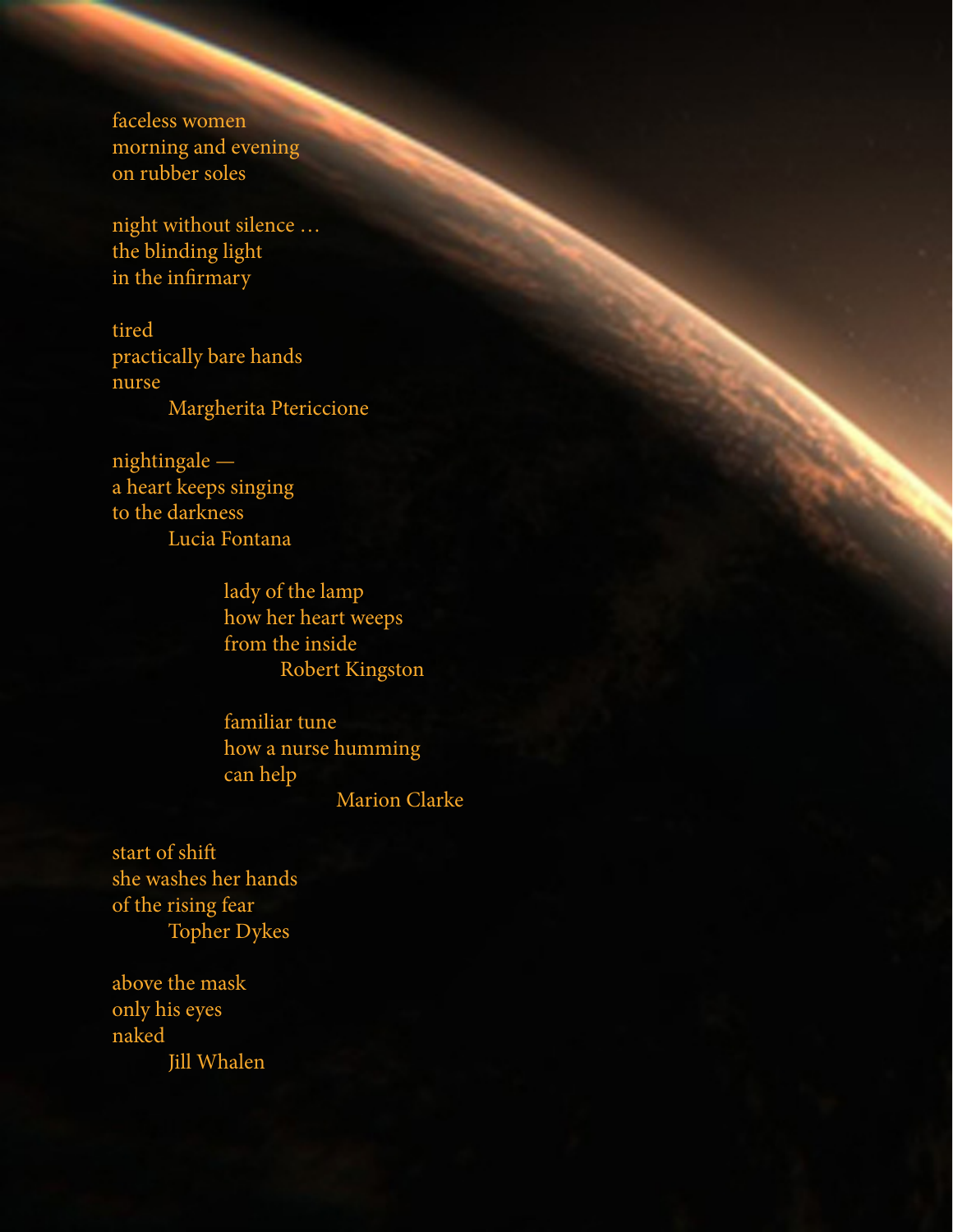faceless women  
morning and evening  
on rubber soles

night without silence …  
the blinding light  
in the infirmary

tired  
practically bare hands  
nurse  
Margherita Ptericcione

nightingale —  
a heart keeps singing  
to the darkness  
Lucia Fontana

lady of the lamp  
how her heart weeps  
from the inside  
Robert Kingston

familiar tune  
how a nurse humming  
can help  
Marion Clarke

start of shift  
she washes her hands  
of the rising fear  
Topher Dykes

above the mask  
only his eyes  
naked  
Jill Whalen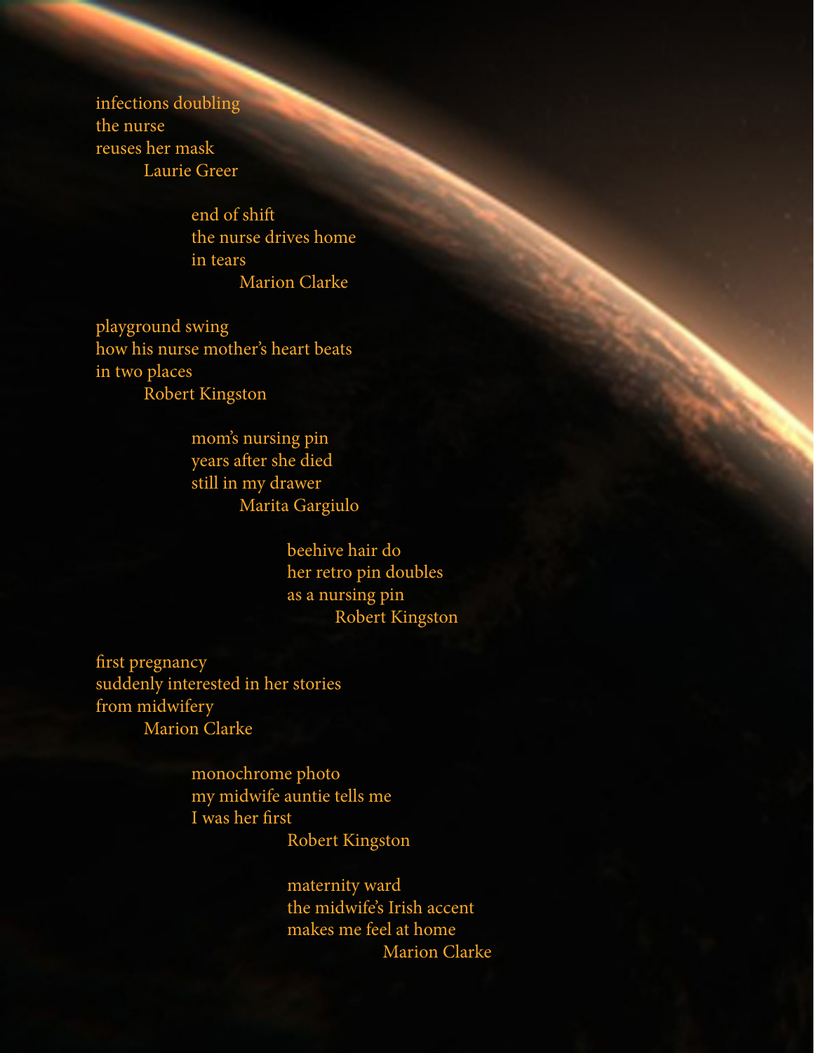infections doubling  
the nurse  
reuses her mask  
Laurie Greer

end of shift  
the nurse drives home  
in tears  
Marion Clarke

playground swing  
how his nurse mother's heart beats  
in two places  
Robert Kingston

mom's nursing pin  
years after she died  
still in my drawer  
Marita Gargiulo

beehive hair do  
her retro pin doubles  
as a nursing pin  
Robert Kingston

first pregnancy  
suddenly interested in her stories  
from midwifery  
Marion Clarke

monochrome photo  
my midwife auntie tells me  
I was her first  
Robert Kingston

maternity ward  
the midwife's Irish accent  
makes me feel at home  
Marion Clarke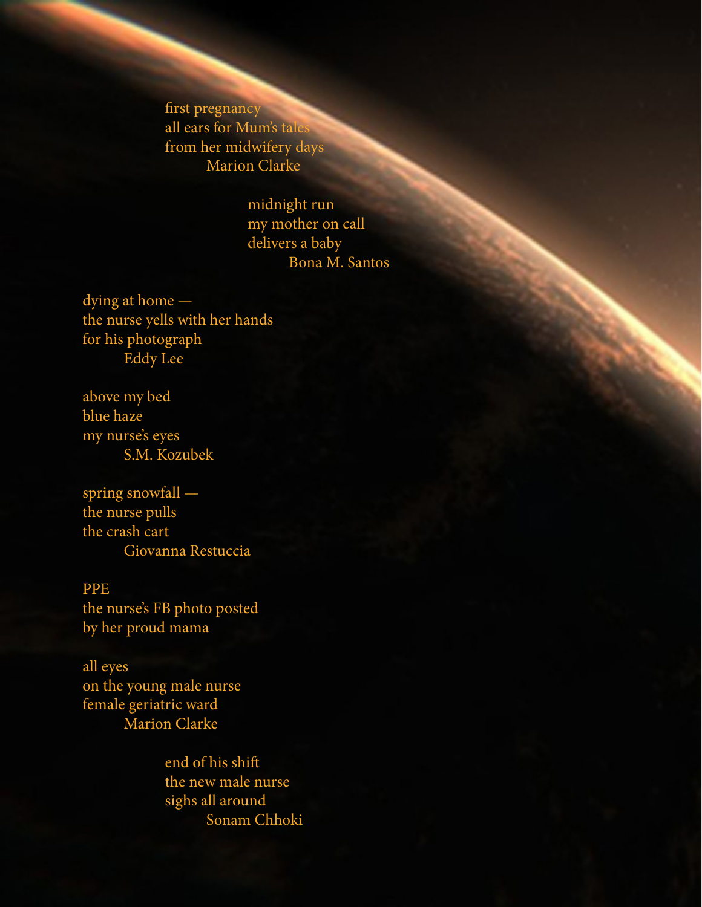first pregnancy
all ears for Mum's tales
from her midwifery days
Marion Clarke

midnight run
my mother on call
delivers a baby
Bona M. Santos

dying at home —
the nurse yells with her hands
for his photograph
Eddy Lee

above my bed
blue haze
my nurse's eyes
S.M. Kozubek

spring snowfall —
the nurse pulls
the crash cart
Giovanna Restuccia

PPE
the nurse's FB photo posted
by her proud mama

all eyes
on the young male nurse
female geriatric ward
Marion Clarke

end of his shift
the new male nurse
sighs all around
Sonam Chhoki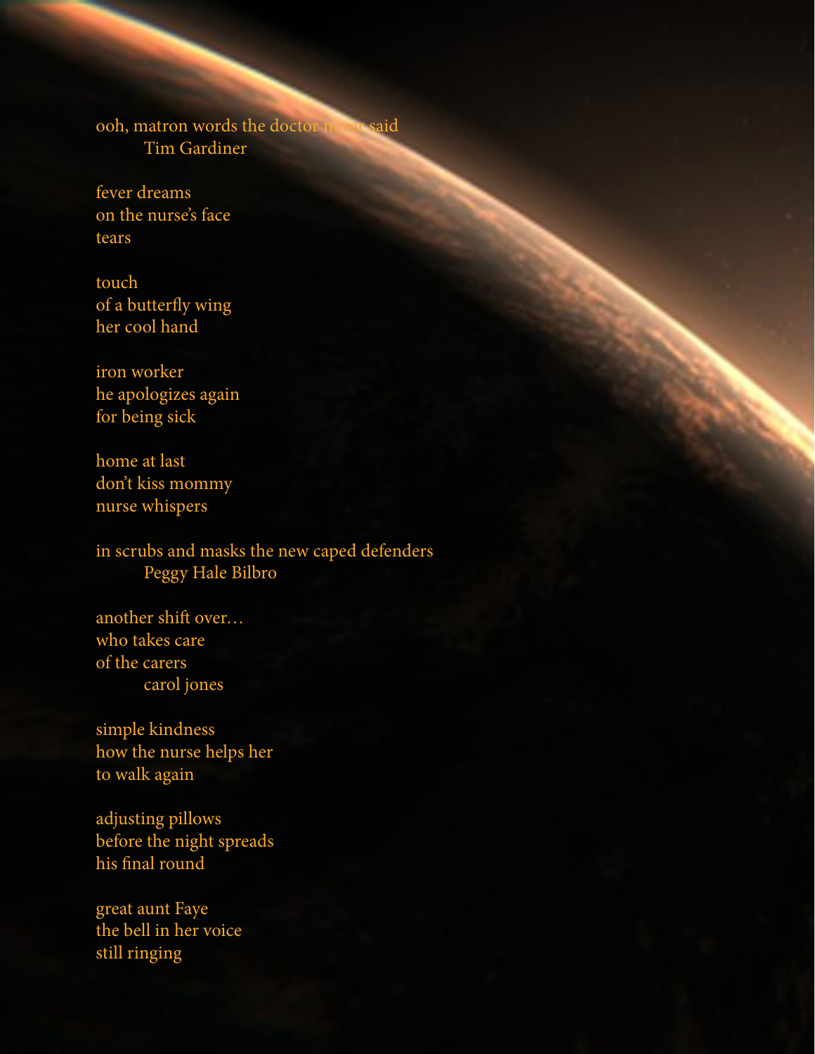ooh, matron words the doctor never said
Tim Gardiner

fever dreams
on the nurse's face
tears

touch
of a butterfly wing
her cool hand

iron worker
he apologizes again
for being sick

home at last
don't kiss mommy
nurse whispers

in scrubs and masks the new caped defenders
Peggy Hale Bilbro

another shift over…
who takes care
of the carers
carol jones

simple kindness
how the nurse helps her
to walk again

adjusting pillows
before the night spreads
his final round

great aunt Faye
the bell in her voice
still ringing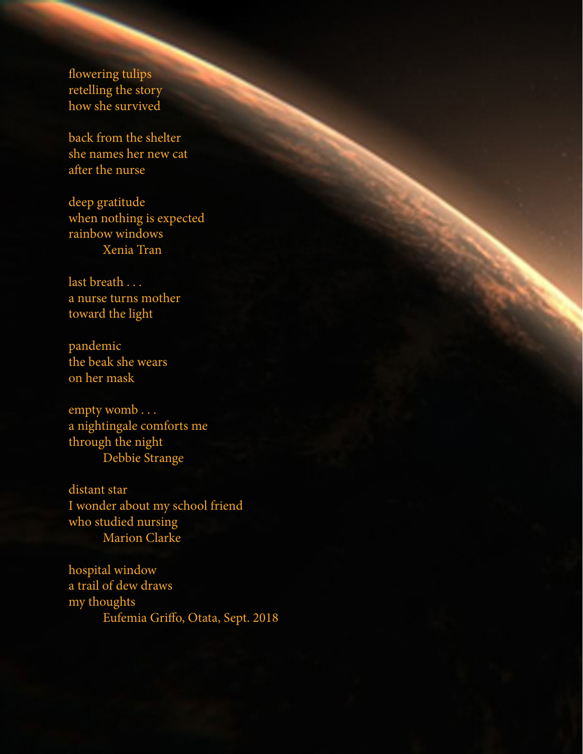flowering tulips
retelling the story
how she survived

back from the shelter
she names her new cat
after the nurse

deep gratitude
when nothing is expected
rainbow windows

Xenia Tran

last breath . . .
a nurse turns mother
toward the light

pandemic
the beak she wears
on her mask

empty womb . . .
a nightingale comforts me
through the night

Debbie Strange

distant star
I wonder about my school friend
who studied nursing

Marion Clarke

hospital window
a trail of dew draws
my thoughts

Eufemia Griffo, Otata, Sept. 2018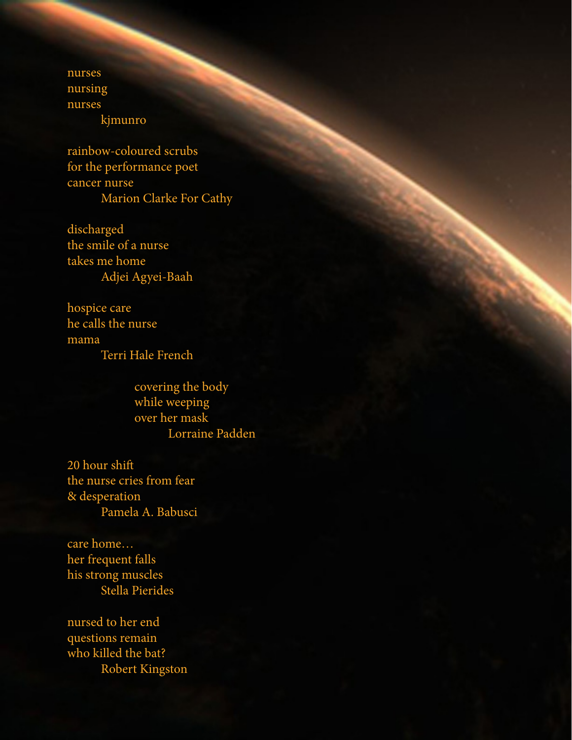nurses
nursing
nurses
    kjmunro

rainbow-coloured scrubs
for the performance poet
cancer nurse
    Marion Clarke For Cathy

discharged
the smile of a nurse
takes me home
    Adjei Agyei-Baah

hospice care
he calls the nurse
mama
    Terri Hale French

covering the body
while weeping
over her mask
    Lorraine Padden

20 hour shift
the nurse cries from fear
& desperation
    Pamela A. Babusci

care home…
her frequent falls
his strong muscles
    Stella Pierides

nursed to her end
questions remain
who killed the bat?
    Robert Kingston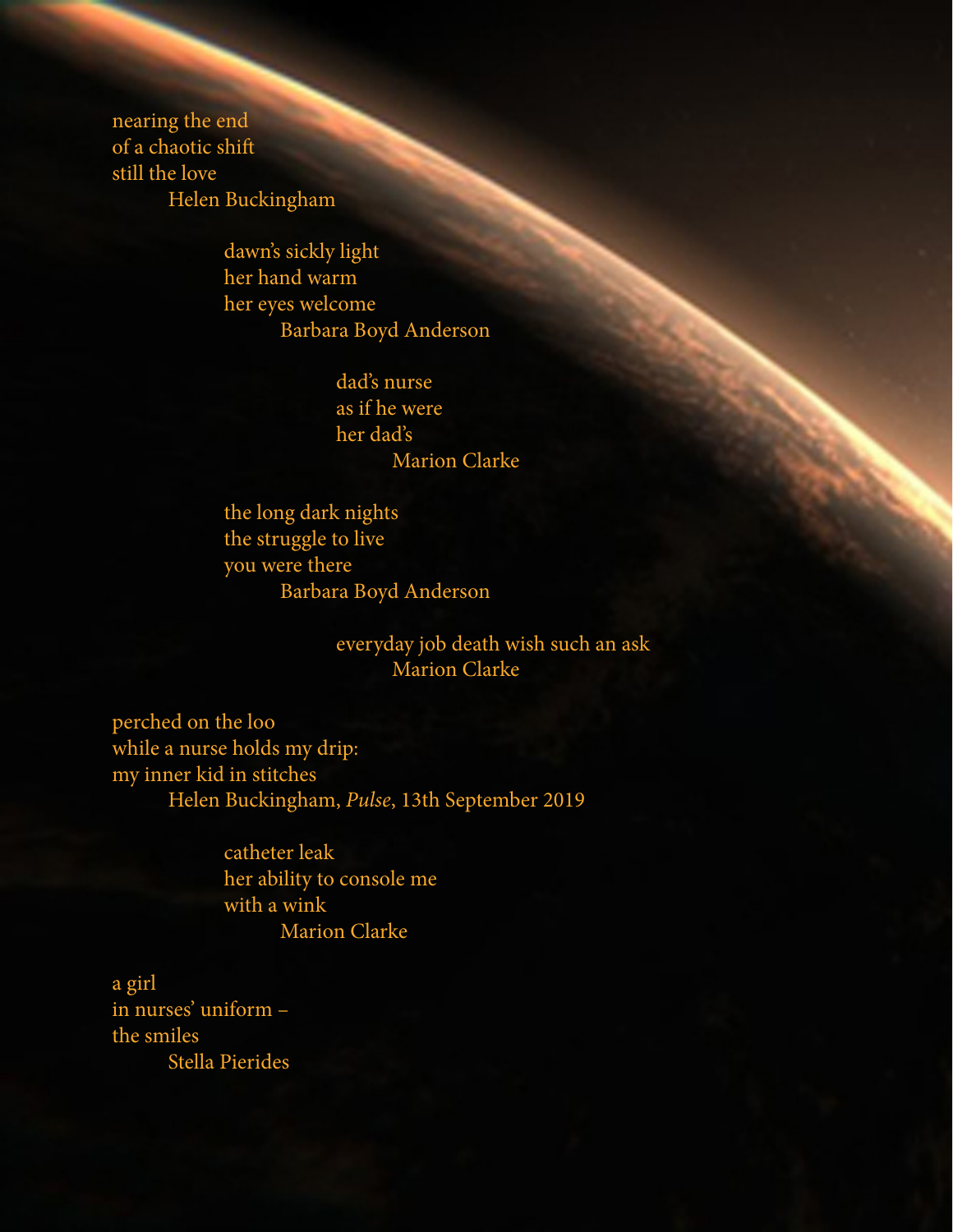nearing the end
of a chaotic shift
still the love
    Helen Buckingham

dawn's sickly light
her hand warm
her eyes welcome
    Barbara Boyd Anderson

dad's nurse
as if he were
her dad's
    Marion Clarke

the long dark nights
the struggle to live
you were there
    Barbara Boyd Anderson

everyday job death wish such an ask
    Marion Clarke

perched on the loo
while a nurse holds my drip:
my inner kid in stitches
    Helen Buckingham, *Pulse*, 13th September 2019

catheter leak
her ability to console me
with a wink
    Marion Clarke

a girl
in nurses' uniform –
the smiles
    Stella Pierides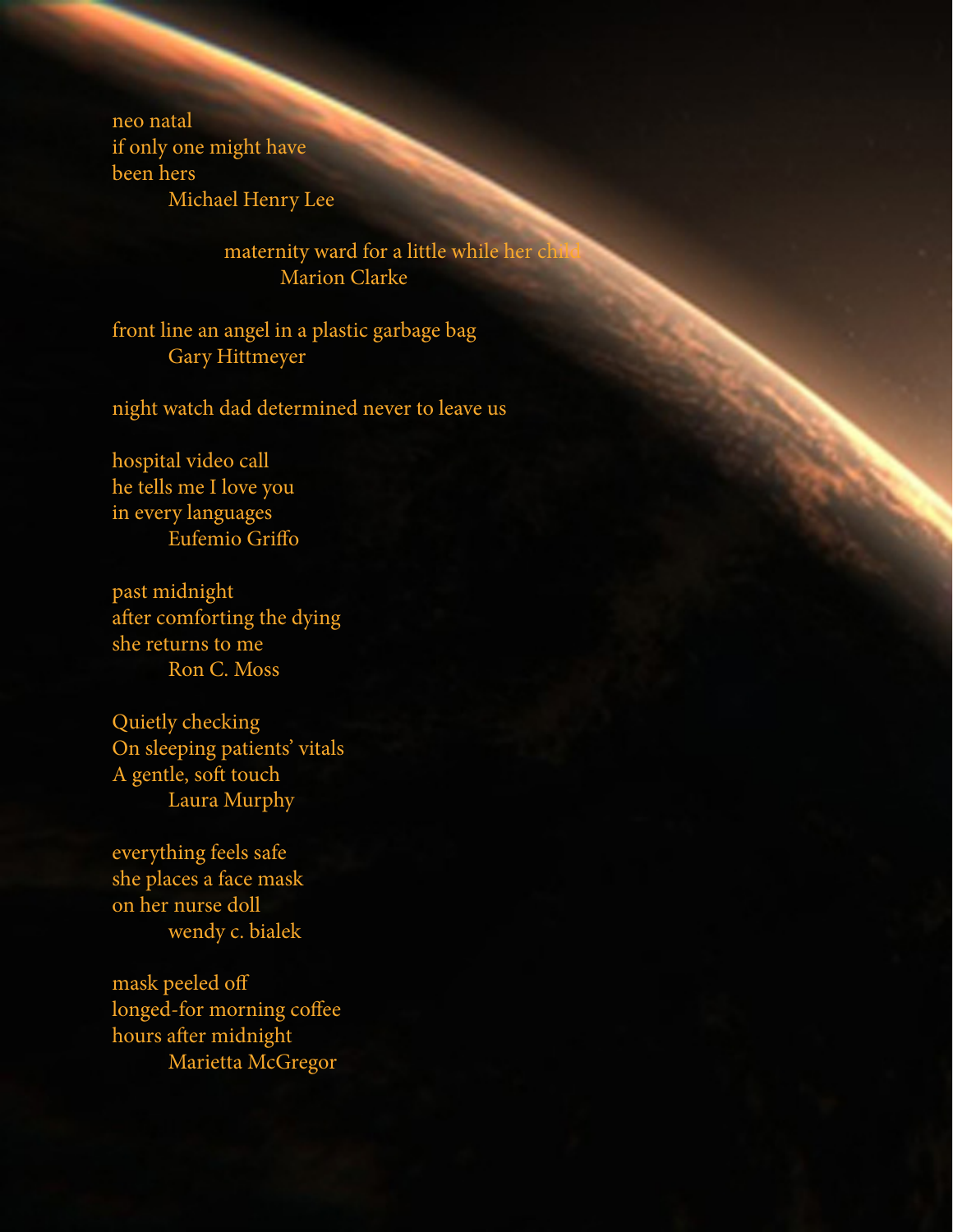neo natal  
if only one might have  
been hers  
Michael Henry Lee

maternity ward for a little while her child  
Marion Clarke

front line an angel in a plastic garbage bag  
Gary Hittmeyer

night watch dad determined never to leave us

hospital video call  
he tells me I love you  
in every languages  
Eufemio Griffo

past midnight  
after comforting the dying  
she returns to me  
Ron C. Moss

Quietly checking  
On sleeping patients' vitals  
A gentle, soft touch  
Laura Murphy

everything feels safe  
she places a face mask  
on her nurse doll  
wendy c. bialek

mask peeled off  
longed-for morning coffee  
hours after midnight  
Marietta McGregor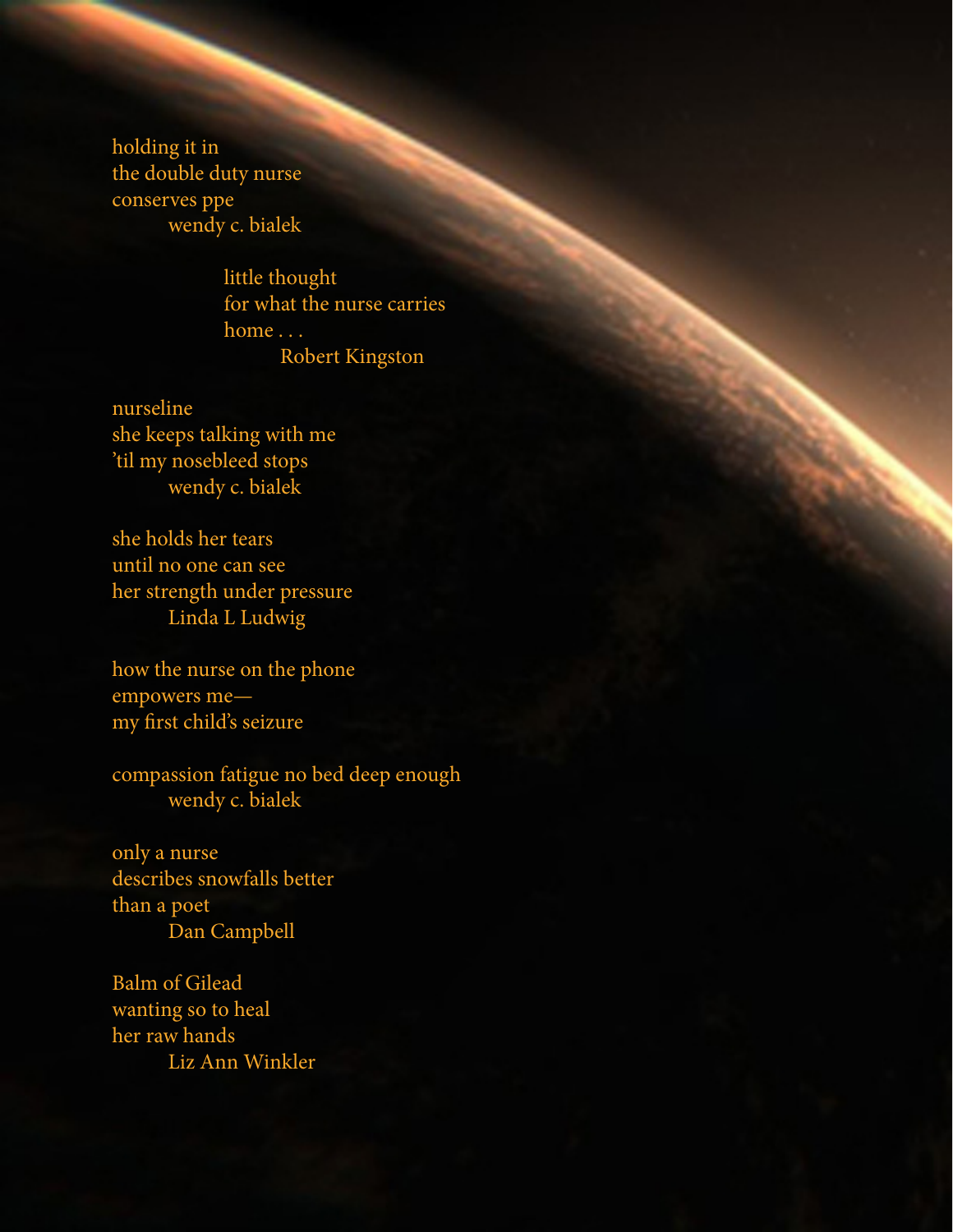holding it in  
the double duty nurse  
conserves ppe  
    wendy c. bialek

little thought  
for what the nurse carries  
home . . .  
    Robert Kingston

nurseline  
she keeps talking with me  
'til my nosebleed stops  
    wendy c. bialek

she holds her tears  
until no one can see  
her strength under pressure  
    Linda L Ludwig

how the nurse on the phone  
empowers me—  
my first child's seizure

compassion fatigue no bed deep enough  
    wendy c. bialek

only a nurse  
describes snowfalls better  
than a poet  
    Dan Campbell

Balm of Gilead  
wanting so to heal  
her raw hands  
    Liz Ann Winkler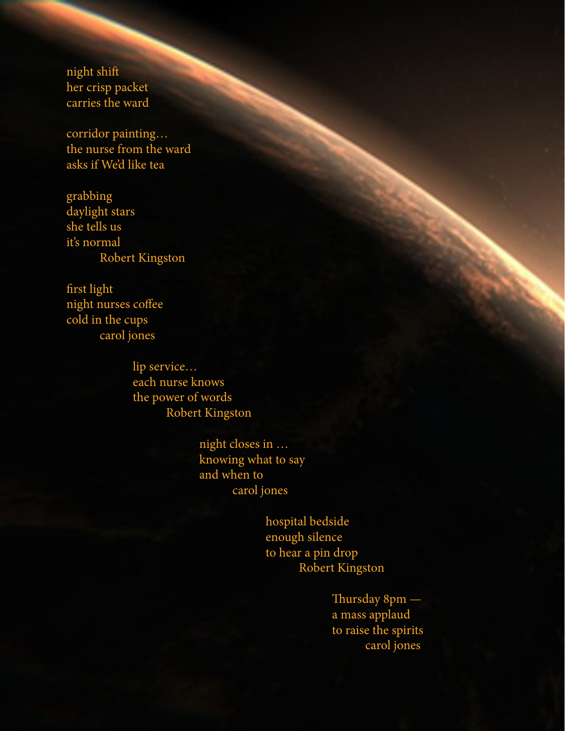night shift
her crisp packet
carries the ward

corridor painting…
the nurse from the ward
asks if We'd like tea

grabbing
daylight stars
she tells us
it's normal
Robert Kingston

first light
night nurses coffee
cold in the cups
carol jones

lip service…
each nurse knows
the power of words
Robert Kingston

night closes in …
knowing what to say
and when to
carol jones

hospital bedside
enough silence
to hear a pin drop
Robert Kingston

Thursday 8pm —
a mass applaud
to raise the spirits
carol jones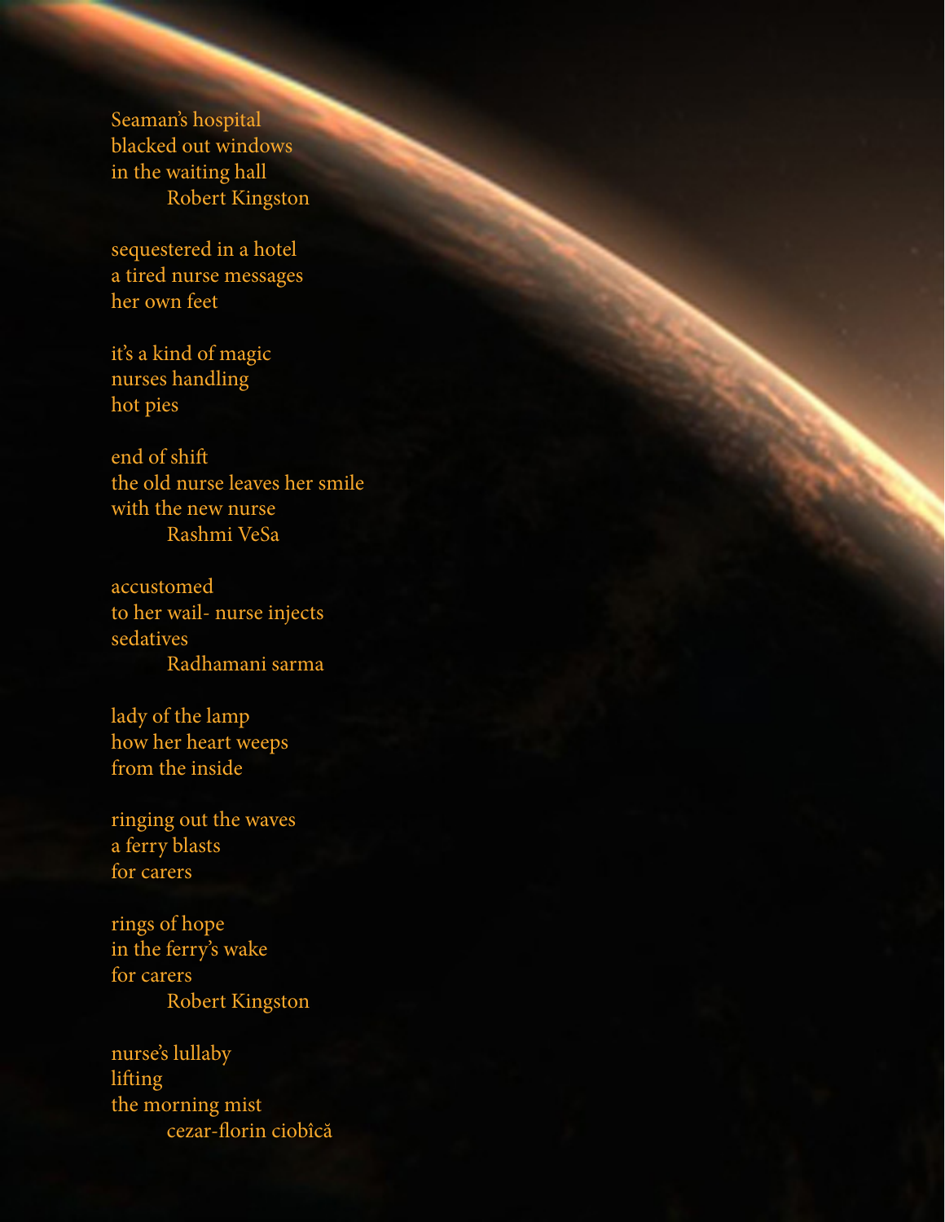Seaman's hospital
blacked out windows
in the waiting hall
Robert Kingston

sequestered in a hotel
a tired nurse messages
her own feet

it's a kind of magic
nurses handling
hot pies

end of shift
the old nurse leaves her smile
with the new nurse
Rashmi VeSa

accustomed
to her wail- nurse injects
sedatives
Radhamani sarma

lady of the lamp
how her heart weeps
from the inside

ringing out the waves
a ferry blasts
for carers

rings of hope
in the ferry's wake
for carers
Robert Kingston

nurse's lullaby
lifting
the morning mist
cezar-florin ciobîcă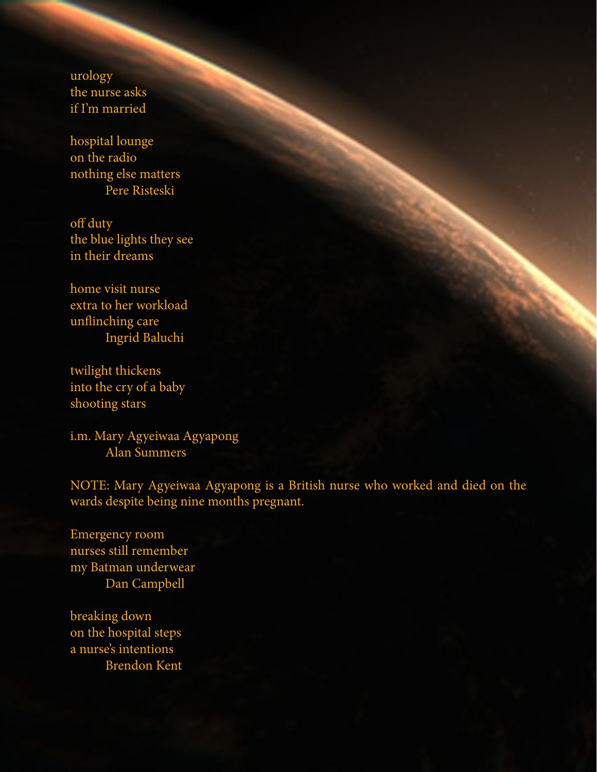urology  
the nurse asks  
if I'm married

hospital lounge  
on the radio  
nothing else matters  
        Pere Risteski

off duty  
the blue lights they see  
in their dreams

home visit nurse  
extra to her workload  
unflinching care  
        Ingrid Baluchi

twilight thickens  
into the cry of a baby  
shooting stars

i.m. Mary Agyeiwaa Agyapong  
        Alan Summers

NOTE: Mary Agyeiwaa Agyapong is a British nurse who worked and died on the wards despite being nine months pregnant.

Emergency room  
nurses still remember  
my Batman underwear  
        Dan Campbell

breaking down  
on the hospital steps  
a nurse's intentions  
        Brendon Kent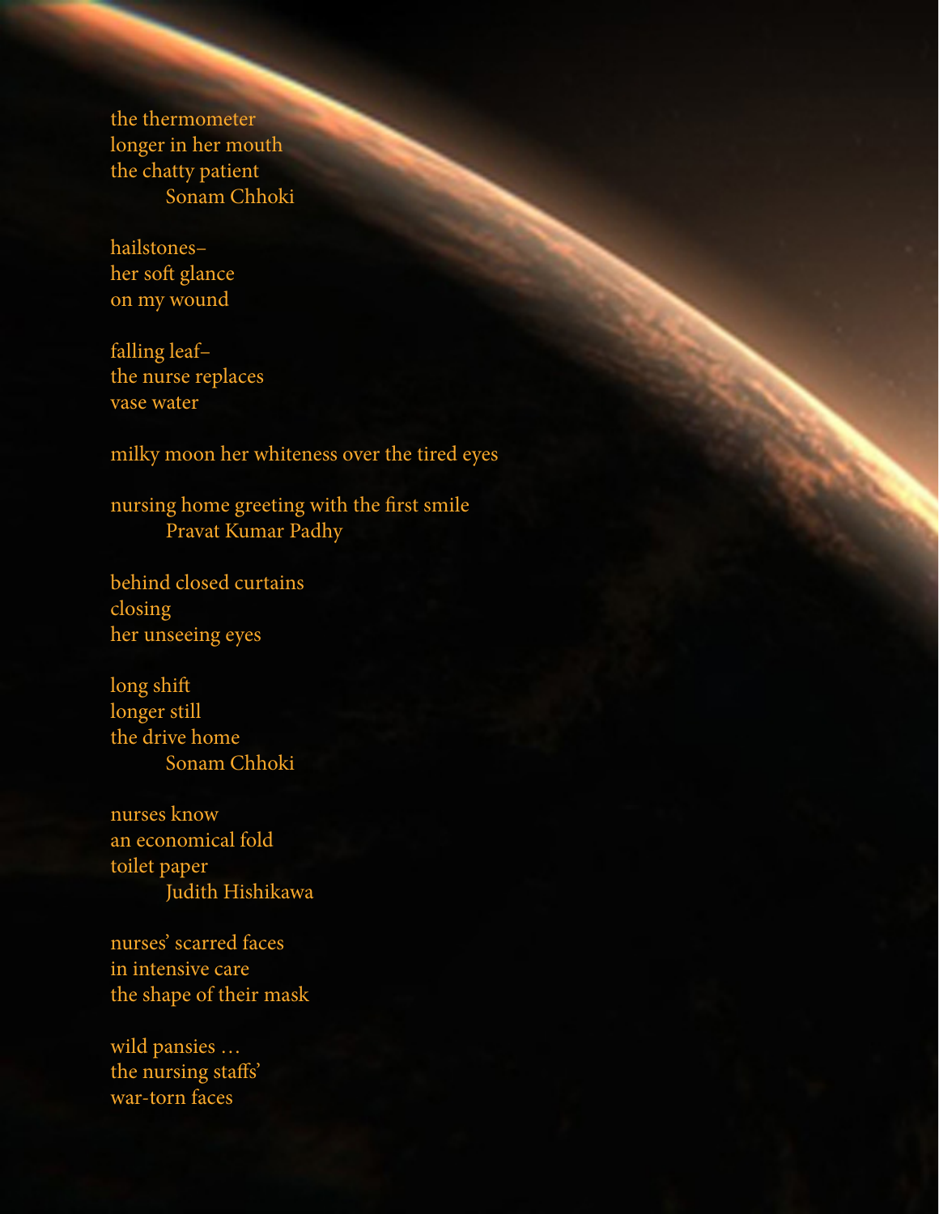the thermometer  
longer in her mouth  
the chatty patient  
        Sonam Chhoki

hailstones–  
her soft glance  
on my wound

falling leaf–  
the nurse replaces  
vase water

milky moon her whiteness over the tired eyes

nursing home greeting with the first smile  
        Pravat Kumar Padhy

behind closed curtains  
closing  
her unseeing eyes

long shift  
longer still  
the drive home  
        Sonam Chhoki

nurses know  
an economical fold  
toilet paper  
        Judith Hishikawa

nurses' scarred faces  
in intensive care  
the shape of their mask

wild pansies …  
the nursing staffs'  
war-torn faces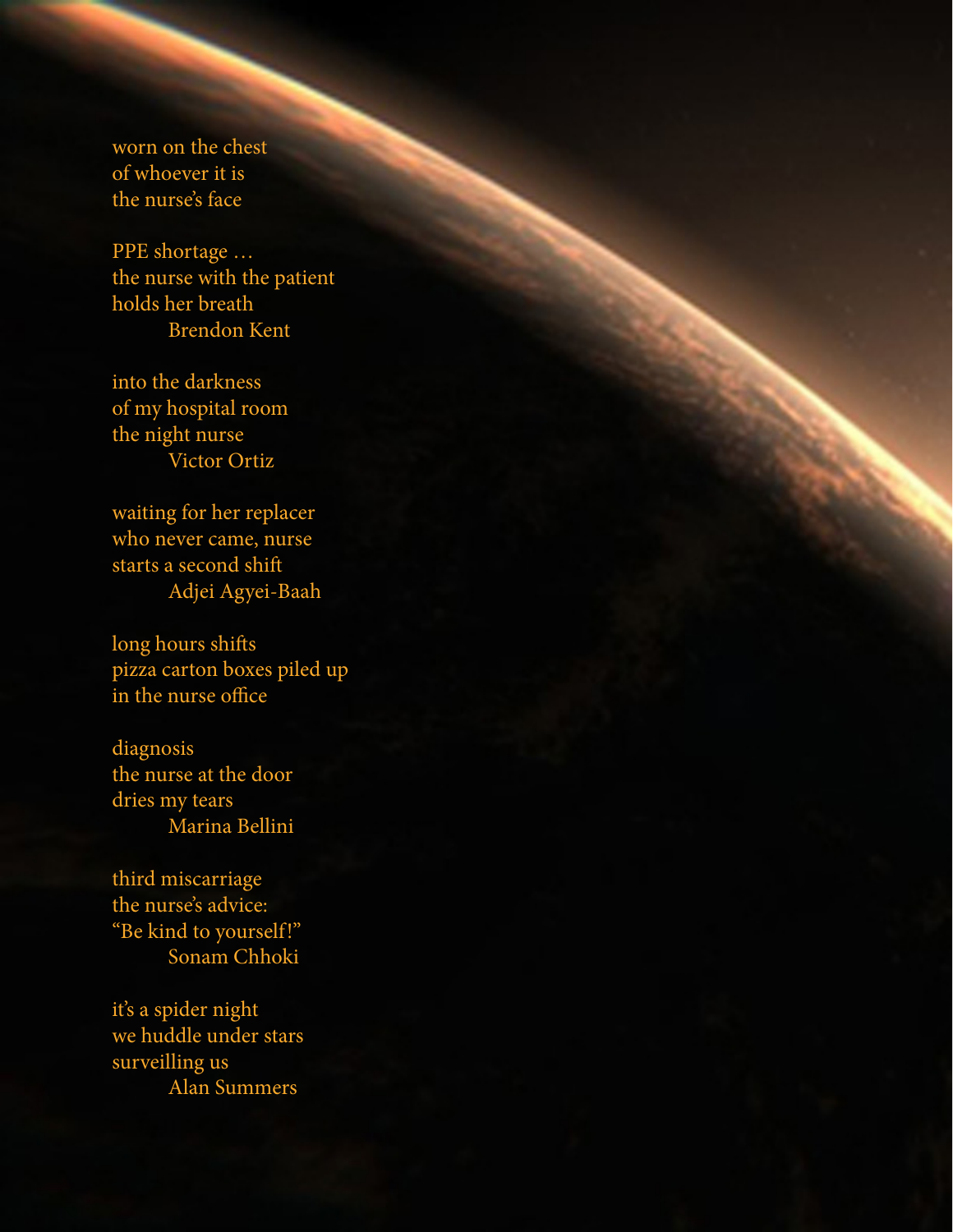worn on the chest  
of whoever it is  
the nurse's face

PPE shortage …  
the nurse with the patient  
holds her breath  
        Brendon Kent

into the darkness  
of my hospital room  
the night nurse  
        Victor Ortiz

waiting for her replacer  
who never came, nurse  
starts a second shift  
        Adjei Agyei-Baah

long hours shifts  
pizza carton boxes piled up  
in the nurse office

diagnosis  
the nurse at the door  
dries my tears  
        Marina Bellini

third miscarriage  
the nurse's advice:  
"Be kind to yourself!"  
        Sonam Chhoki

it's a spider night  
we huddle under stars  
surveilling us  
        Alan Summers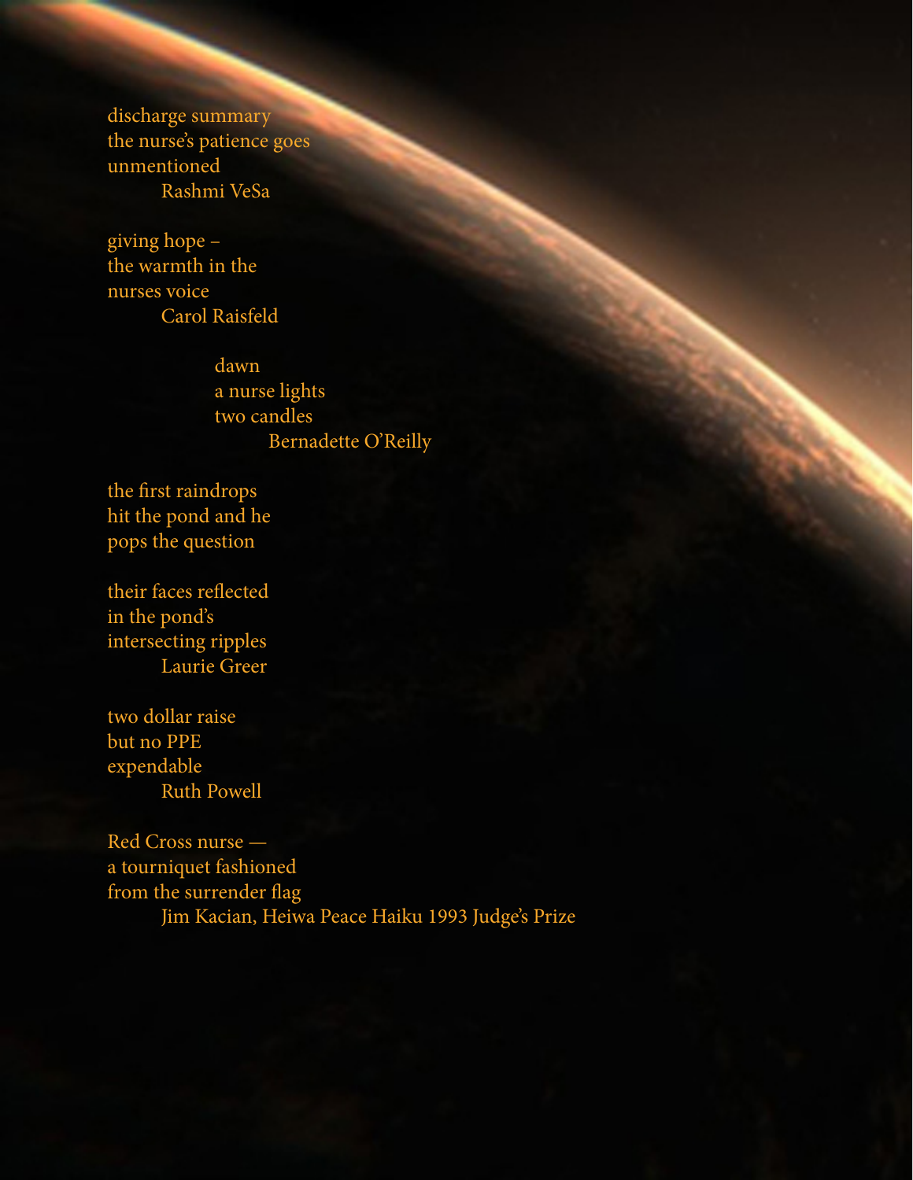discharge summary  
the nurse's patience goes  
unmentioned  
Rashmi VeSa

giving hope –  
the warmth in the  
nurses voice  
Carol Raisfeld

dawn  
a nurse lights  
two candles  
Bernadette O'Reilly

the first raindrops  
hit the pond and he  
pops the question

their faces reflected  
in the pond's  
intersecting ripples  
Laurie Greer

two dollar raise  
but no PPE  
expendable  
Ruth Powell

Red Cross nurse —  
a tourniquet fashioned  
from the surrender flag  
Jim Kacian, Heiwa Peace Haiku 1993 Judge's Prize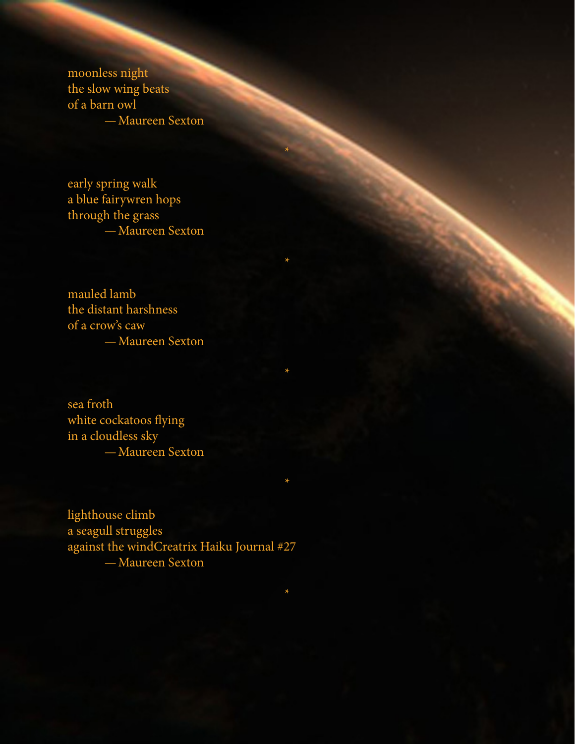moonless night
the slow wing beats
of a barn owl
— Maureen Sexton

*

early spring walk
a blue fairywren hops
through the grass
— Maureen Sexton

*

mauled lamb
the distant harshness
of a crow's caw
— Maureen Sexton

*

sea froth
white cockatoos flying
in a cloudless sky
— Maureen Sexton

*

lighthouse climb
a seagull struggles
against the wind
— Maureen Sexton

*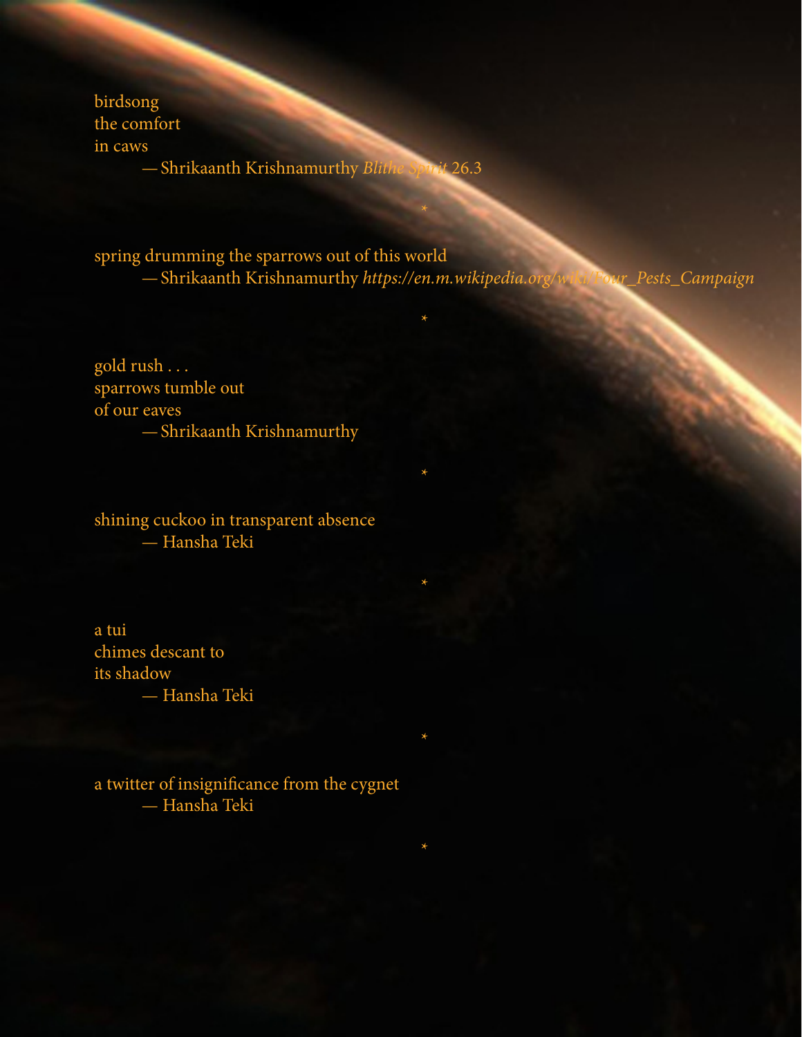birdsong  
the comfort  
in caws  
— Shrikaanth Krishnamurthy *Blithe Spirit* 26.3

\*

spring drumming the sparrows out of this world  
— Shrikaanth Krishnamurthy *https://en.m.wikipedia.org/wiki/Four_Pests_Campaign*

\*

gold rush . . .  
sparrows tumble out  
of our eaves  
— Shrikaanth Krishnamurthy

\*

shining cuckoo in transparent absence  
— Hansha Teki

\*

a tui  
chimes descant to  
its shadow  
— Hansha Teki

\*

a twitter of insignificance from the cygnet  
— Hansha Teki

\*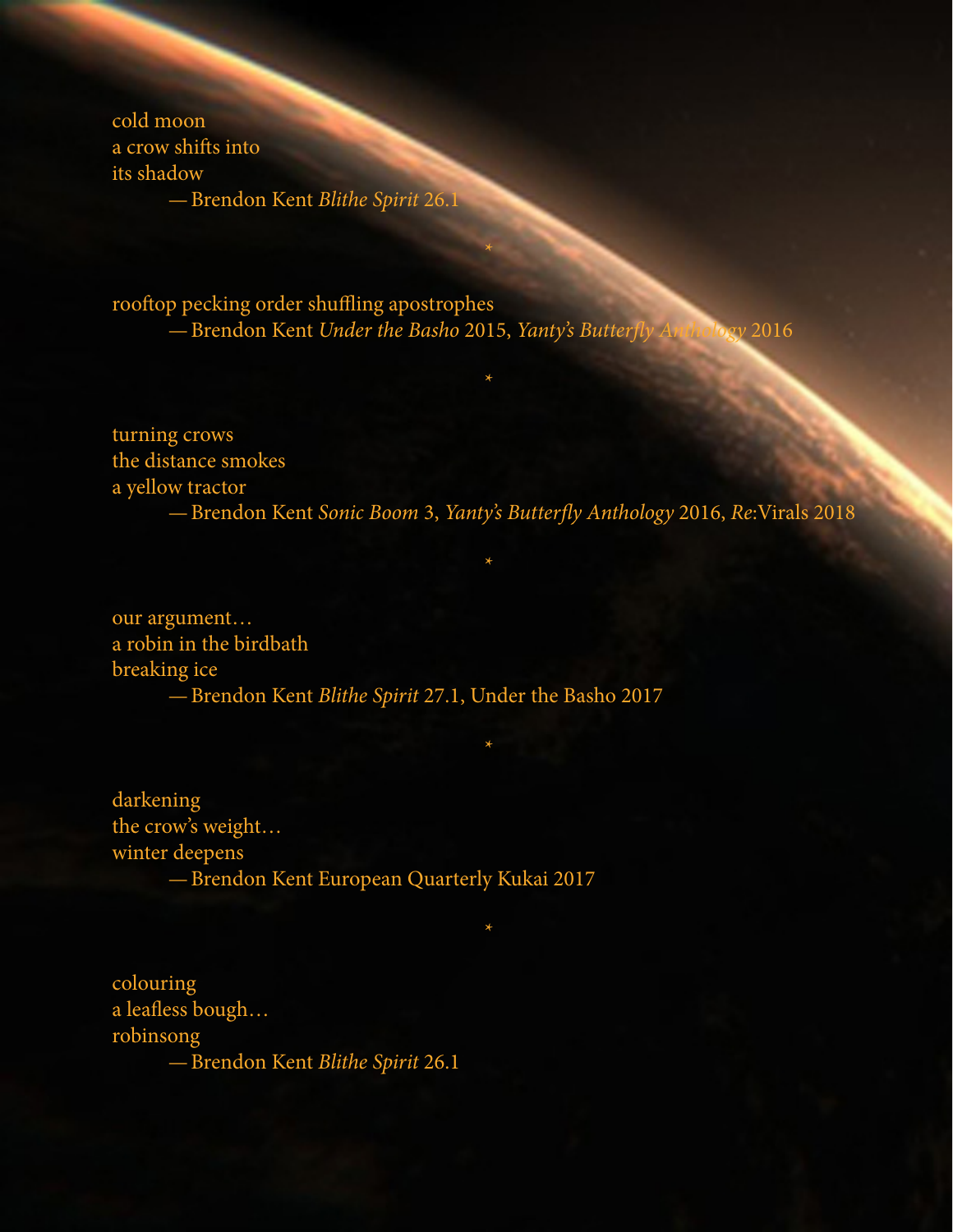cold moon  
a crow shifts into  
its shadow

—Brendon Kent *Blithe Spirit* 26.1

*

rooftop pecking order shuffling apostrophes

—Brendon Kent *Under the Basho* 2015, *Yanty's Butterfly Anthology* 2016

*

turning crows  
the distance smokes  
a yellow tractor

—Brendon Kent *Sonic Boom* 3, *Yanty's Butterfly Anthology* 2016, *Re*:Virals 2018

*

our argument…  
a robin in the birdbath  
breaking ice

—Brendon Kent *Blithe Spirit* 27.1, Under the Basho 2017

*

darkening  
the crow's weight…  
winter deepens

—Brendon Kent European Quarterly Kukai 2017

*

colouring  
a leafless bough…  
robinsong

—Brendon Kent *Blithe Spirit* 26.1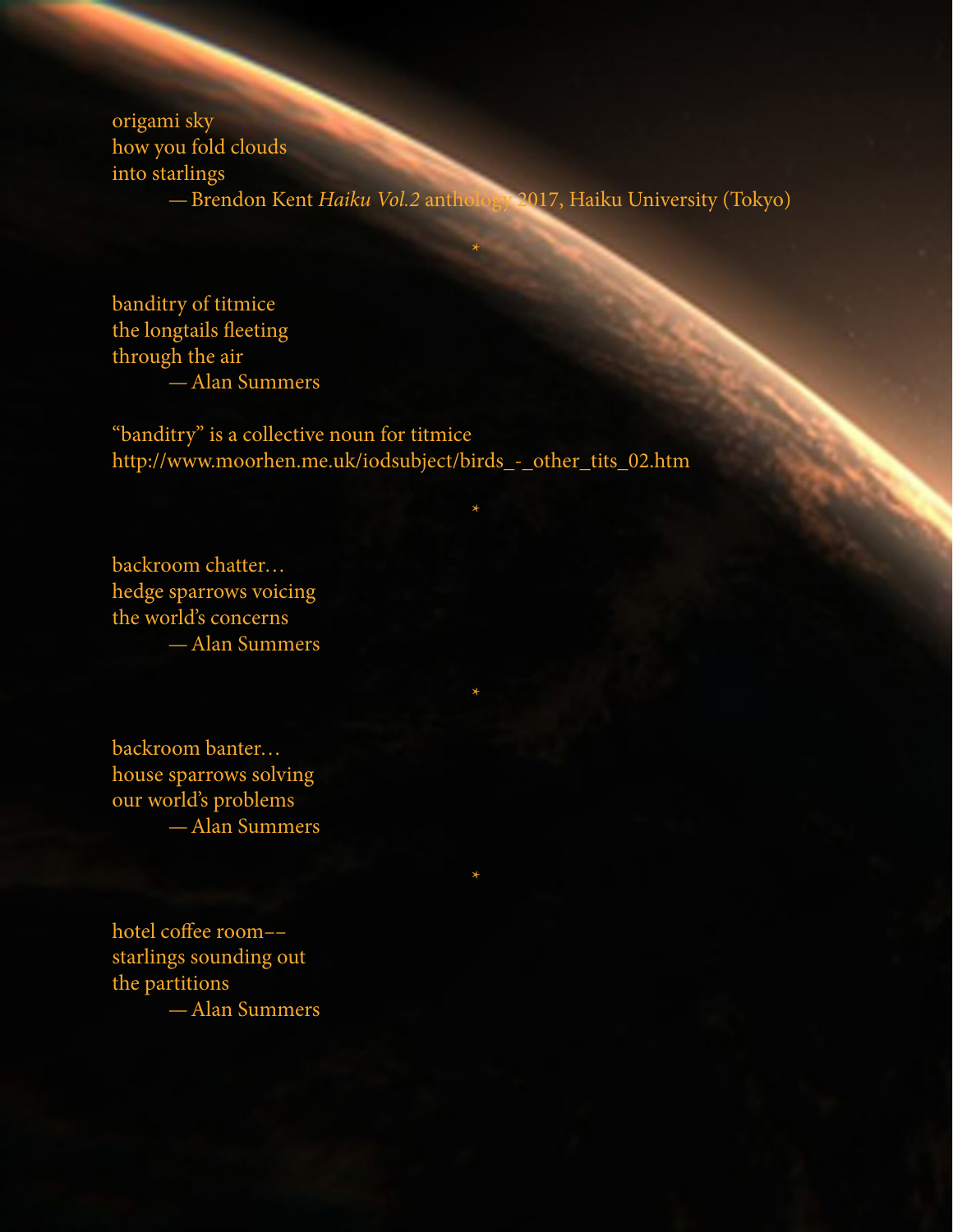origami sky  
how you fold clouds  
into starlings  
— Brendon Kent *Haiku Vol.2* anthology 2017, Haiku University (Tokyo)

*

banditry of titmice  
the longtails fleeting  
through the air  
— Alan Summers

"banditry" is a collective noun for titmice  
http://www.moorhen.me.uk/iodsubject/birds_-_other_tits_02.htm

*

backroom chatter…  
hedge sparrows voicing  
the world's concerns  
— Alan Summers

*

backroom banter…  
house sparrows solving  
our world's problems  
— Alan Summers

*

hotel coffee room––  
starlings sounding out  
the partitions  
— Alan Summers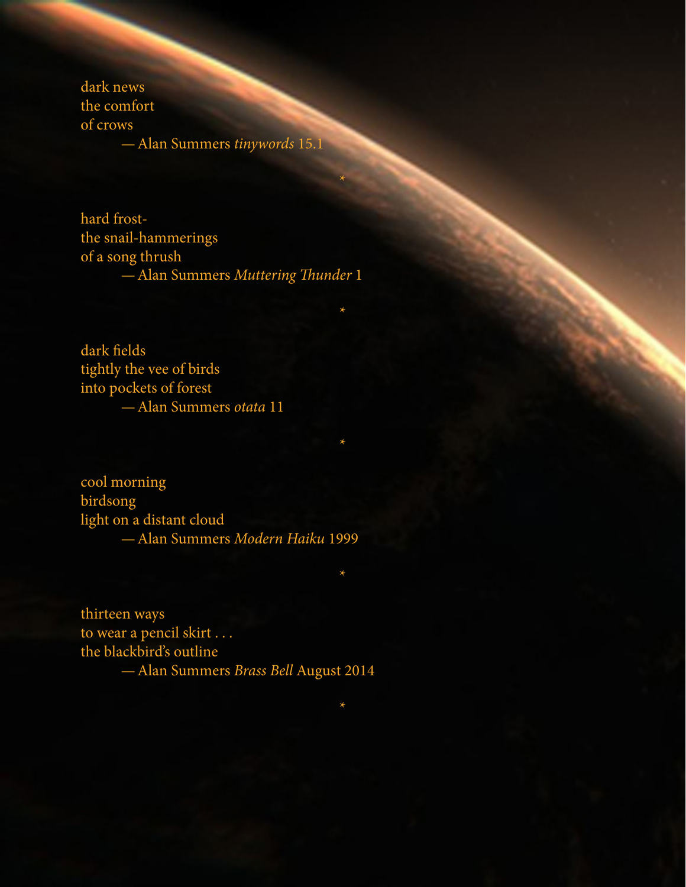dark news  
the comfort  
of crows  
— Alan Summers *tinywords* 15.1

*

hard frost-  
the snail-hammerings  
of a song thrush  
— Alan Summers *Muttering Thunder* 1

*

dark fields  
tightly the vee of birds  
into pockets of forest  
— Alan Summers *otata* 11

*

cool morning  
birdsong  
light on a distant cloud  
— Alan Summers *Modern Haiku* 1999

*

thirteen ways  
to wear a pencil skirt . . .  
the blackbird's outline  
— Alan Summers *Brass Bell* August 2014

*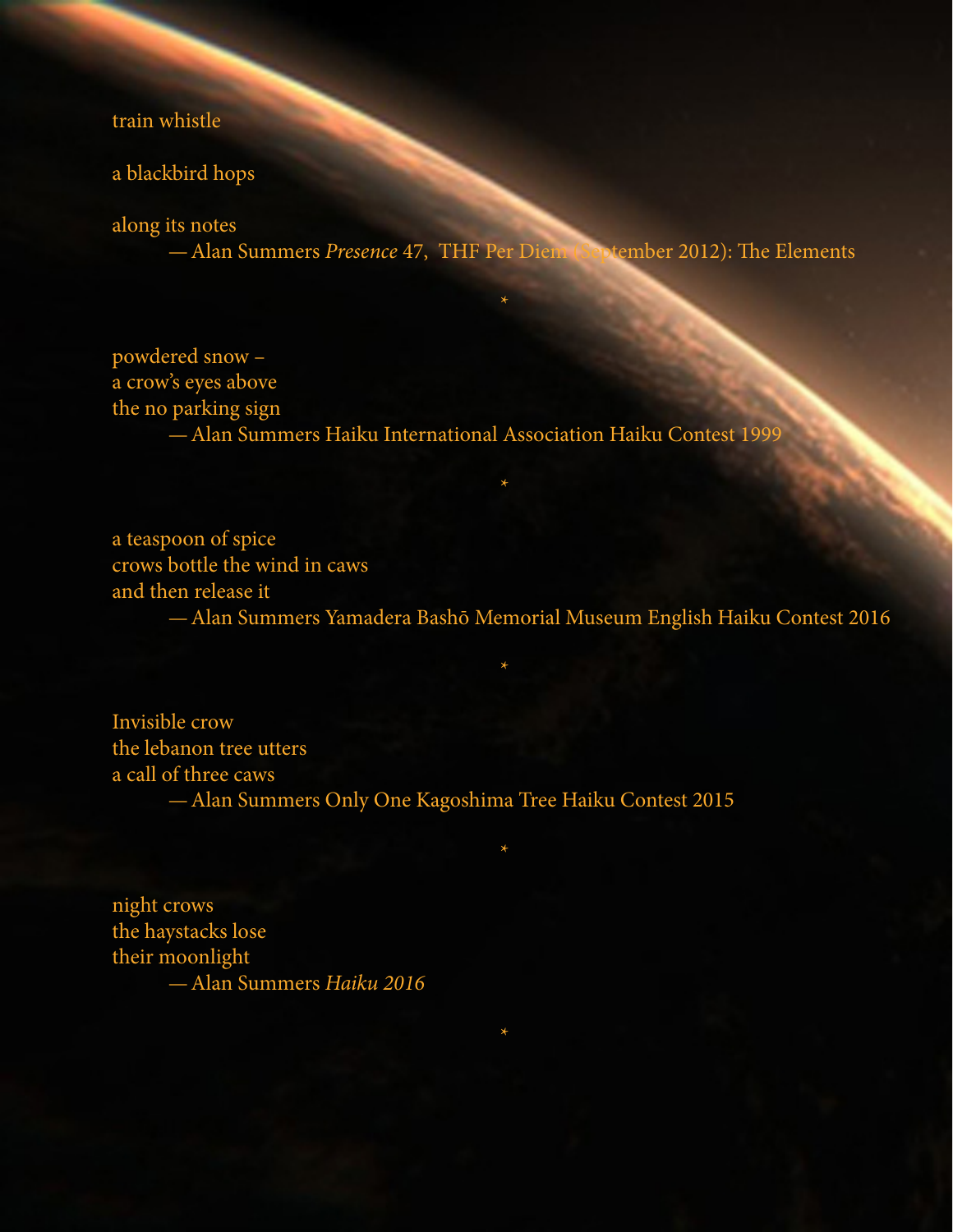train whistle

a blackbird hops

along its notes

— Alan Summers *Presence* 47, THF Per Diem (September 2012): The Elements

*

powdered snow –  
a crow's eyes above  
the no parking sign

— Alan Summers Haiku International Association Haiku Contest 1999

*

a teaspoon of spice  
crows bottle the wind in caws  
and then release it

— Alan Summers Yamadera Bashō Memorial Museum English Haiku Contest 2016

*

Invisible crow  
the lebanon tree utters  
a call of three caws

— Alan Summers Only One Kagoshima Tree Haiku Contest 2015

*

night crows  
the haystacks lose  
their moonlight

— Alan Summers *Haiku 2016*

*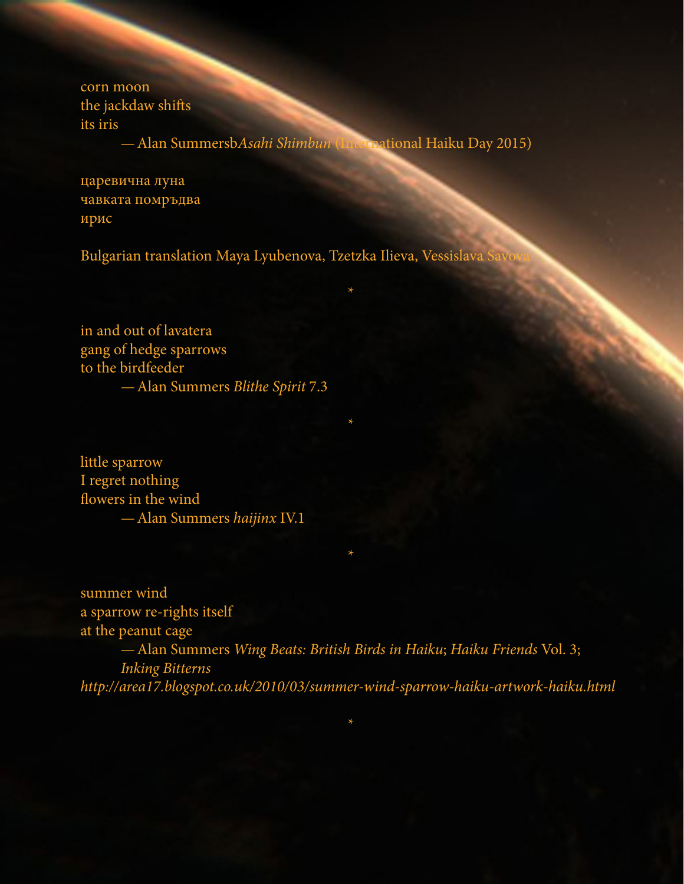corn moon
the jackdaw shifts
its iris
— Alan Summersb*Asahi Shimbun* (International Haiku Day 2015)

царевична луна
чавката помръдва
ирис

Bulgarian translation Maya Lyubenova, Tzetzka Ilieva, Vessislava Savova

*

in and out of lavatera
gang of hedge sparrows
to the birdfeeder
— Alan Summers *Blithe Spirit* 7.3

*

little sparrow
I regret nothing
flowers in the wind
— Alan Summers *haijinx* IV.1

*

summer wind
a sparrow re-rights itself
at the peanut cage
— Alan Summers *Wing Beats: British Birds in Haiku*; *Haiku Friends* Vol. 3; *Inking Bitterns*
*http://area17.blogspot.co.uk/2010/03/summer-wind-sparrow-haiku-artwork-haiku.html*

*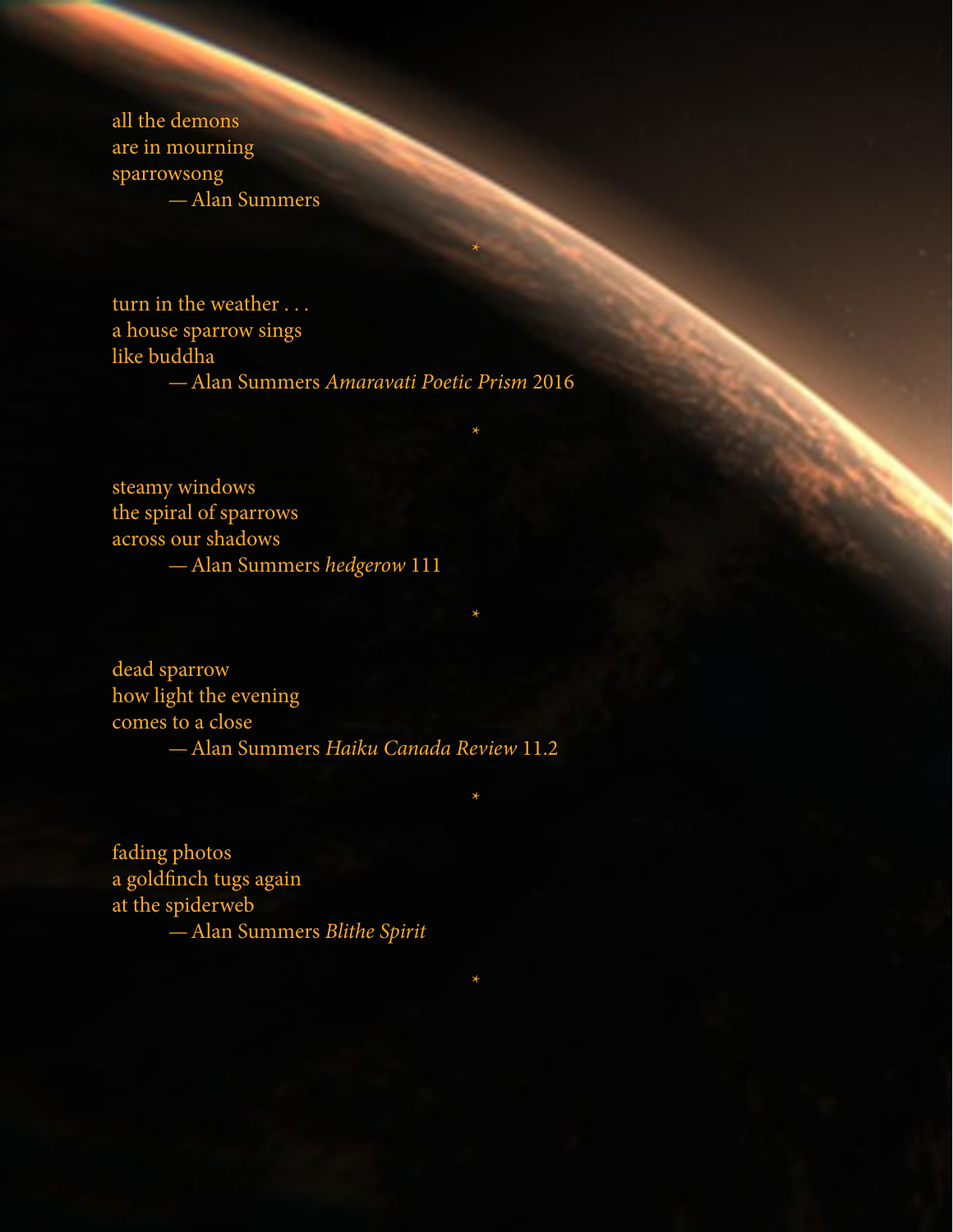all the demons
are in mourning
sparrowsong

— Alan Summers

*

turn in the weather . . .
a house sparrow sings
like buddha

— Alan Summers *Amaravati Poetic Prism* 2016

*

steamy windows
the spiral of sparrows
across our shadows

— Alan Summers *hedgerow* 111

*

dead sparrow
how light the evening
comes to a close

— Alan Summers *Haiku Canada Review* 11.2

*

fading photos
a goldfinch tugs again
at the spiderweb

— Alan Summers *Blithe Spirit*

*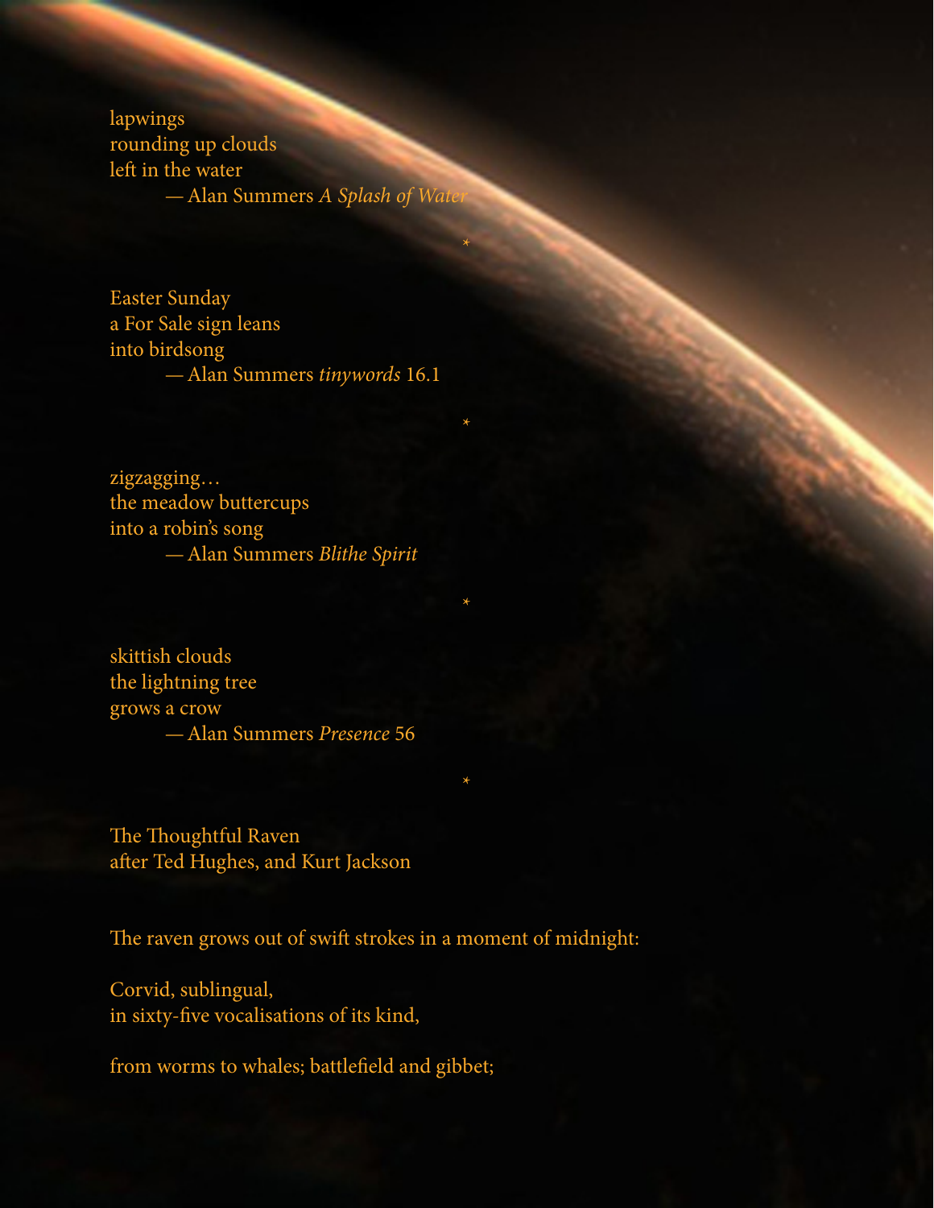lapwings
rounding up clouds
left in the water
— Alan Summers *A Splash of Water*

*

Easter Sunday
a For Sale sign leans
into birdsong
— Alan Summers *tinywords* 16.1

*

zigzagging…
the meadow buttercups
into a robin's song
— Alan Summers *Blithe Spirit*

*

skittish clouds
the lightning tree
grows a crow
— Alan Summers *Presence* 56

*

The Thoughtful Raven
after Ted Hughes, and Kurt Jackson

The raven grows out of swift strokes in a moment of midnight:

Corvid, sublingual,
in sixty-five vocalisations of its kind,

from worms to whales; battlefield and gibbet;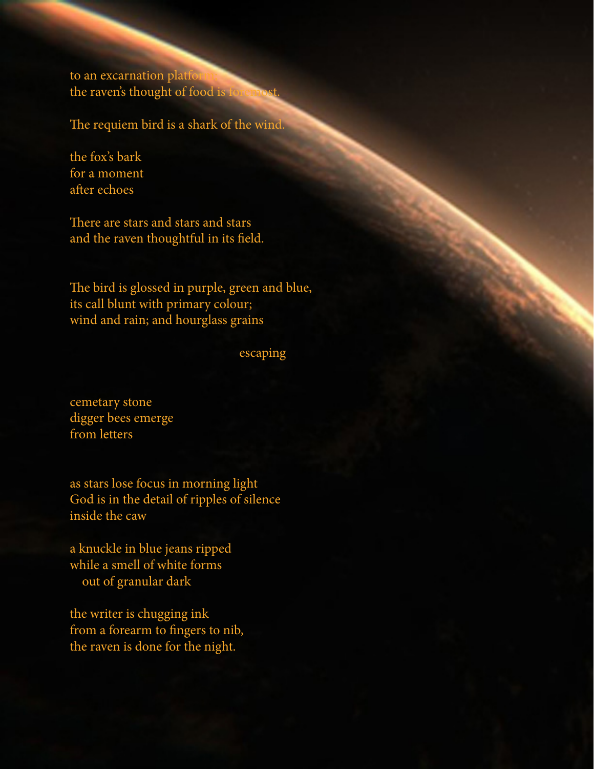to an excarnation platform:
the raven's thought of food is foremost.

The requiem bird is a shark of the wind.

the fox's bark
for a moment
after echoes

There are stars and stars and stars
and the raven thoughtful in its field.

The bird is glossed in purple, green and blue,
its call blunt with primary colour;
wind and rain; and hourglass grains

escaping

cemetary stone
digger bees emerge
from letters

as stars lose focus in morning light
God is in the detail of ripples of silence
inside the caw

a knuckle in blue jeans ripped
while a smell of white forms
out of granular dark

the writer is chugging ink
from a forearm to fingers to nib,
the raven is done for the night.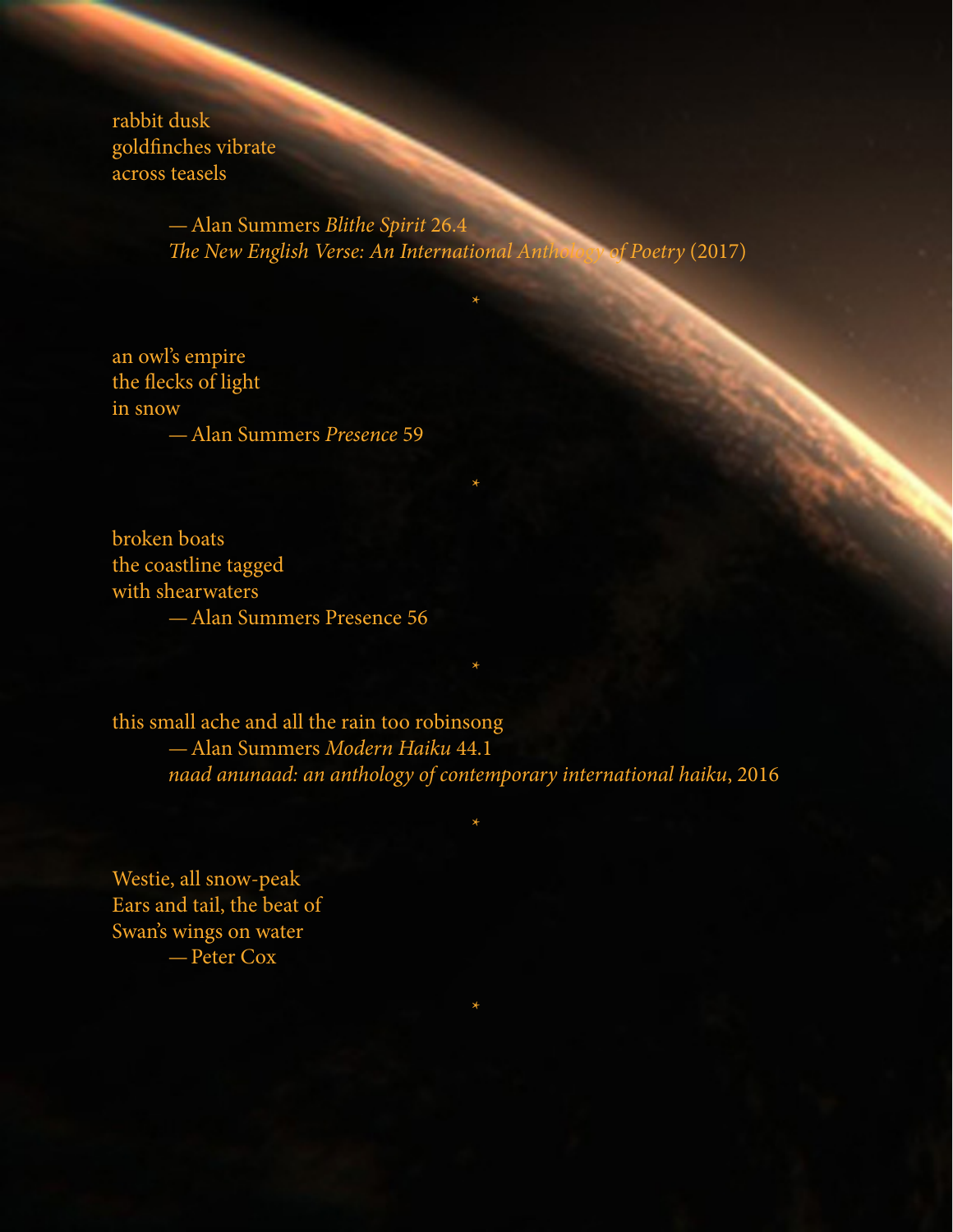rabbit dusk  
goldfinches vibrate  
across teasels

— Alan Summers *Blithe Spirit* 26.4  
*The New English Verse: An International Anthology of Poetry* (2017)

*

an owl's empire  
the flecks of light  
in snow

— Alan Summers *Presence* 59

*

broken boats  
the coastline tagged  
with shearwaters

— Alan Summers Presence 56

*

this small ache and all the rain too robinsong

— Alan Summers *Modern Haiku* 44.1  
*naad anunaad: an anthology of contemporary international haiku*, 2016

*

Westie, all snow-peak  
Ears and tail, the beat of  
Swan's wings on water

— Peter Cox

*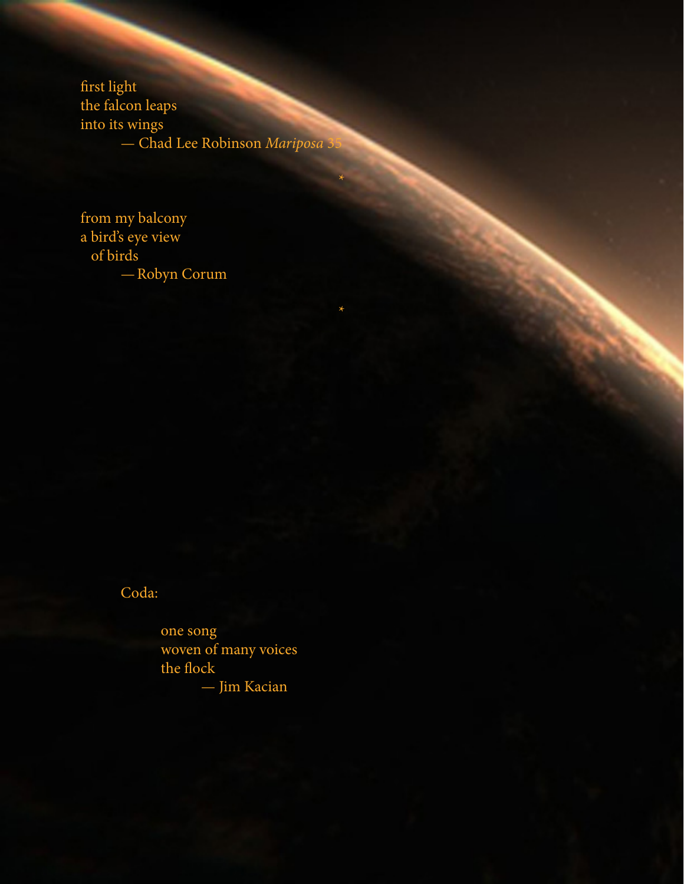first light
the falcon leaps
into its wings
— Chad Lee Robinson *Mariposa* 35

*

from my balcony
a bird's eye view
of birds
— Robyn Corum

*

Coda:

one song
woven of many voices
the flock
— Jim Kacian